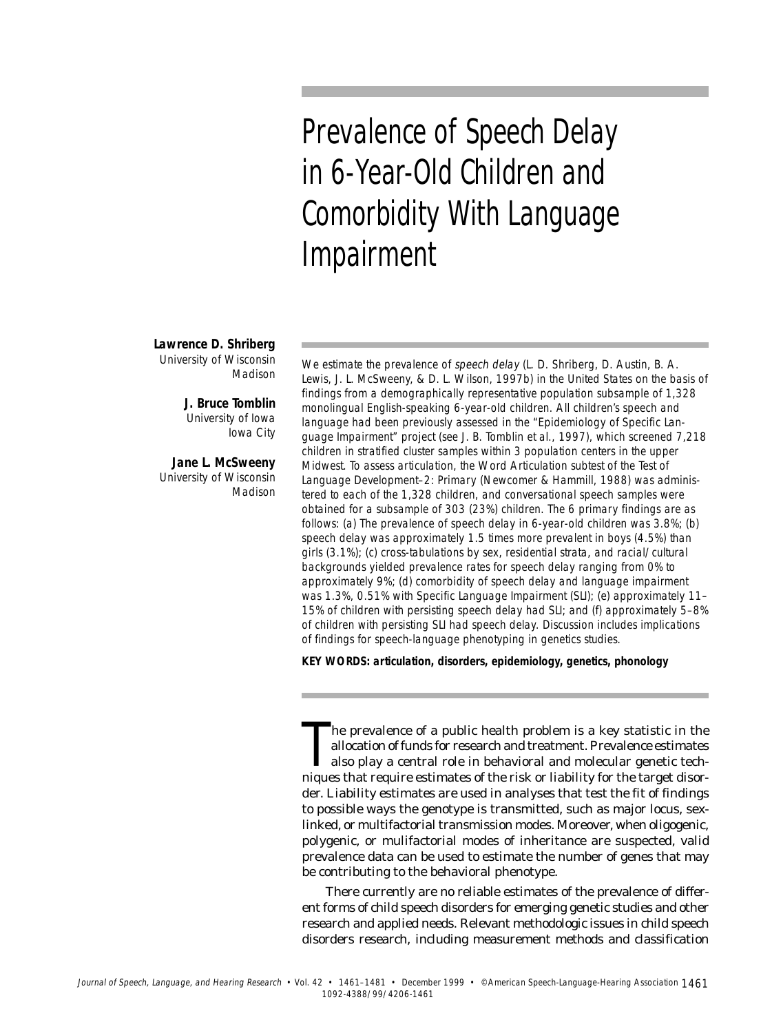# Prevalence of Speech Delay in 6-Year-Old Children and Comorbidity With Language Impairment

**Lawrence D. Shriberg**
University of Wisconsin
Madison

**J. Bruce Tomblin**
University of Iowa
Iowa City

**Jane L. McSweeny**
University of Wisconsin
Madison

*We estimate the prevalence of* speech delay *(L. D. Shriberg, D. Austin, B. A. Lewis, J. L. McSweeny, & D. L. Wilson, 1997b) in the United States on the basis of findings from a demographically representative population subsample of 1,328 monolingual English-speaking 6-year-old children. All children's speech and language had been previously assessed in the "Epidemiology of Specific Language Impairment" project (see J. B. Tomblin et al., 1997), which screened 7,218 children in stratified cluster samples within 3 population centers in the upper Midwest. To assess articulation, the Word Articulation subtest of the Test of Language Development–2: Primary (Newcomer & Hammill, 1988) was administered to each of the 1,328 children, and conversational speech samples were obtained for a subsample of 303 (23%) children. The 6 primary findings are as follows: (a) The prevalence of speech delay in 6-year-old children was 3.8%; (b) speech delay was approximately 1.5 times more prevalent in boys (4.5%) than girls (3.1%); (c) cross-tabulations by sex, residential strata, and racial/cultural backgrounds yielded prevalence rates for speech delay ranging from 0% to approximately 9%; (d) comorbidity of speech delay and language impairment was 1.3%, 0.51% with Specific Language Impairment (SLI); (e) approximately 11–15% of children with persisting speech delay had SLI; and (f) approximately 5–8% of children with persisting SLI had speech delay. Discussion includes implications of findings for speech-language phenotyping in genetics studies.*

**KEY WORDS: articulation, disorders, epidemiology, genetics, phonology**

The prevalence of a public health problem is a key statistic in the allocation of funds for research and treatment. Prevalence estimates also play a central role in behavioral and molecular genetic techniques that require estimates of the risk or liability for the target disorder. Liability estimates are used in analyses that test the fit of findings to possible ways the genotype is transmitted, such as major locus, sex-linked, or multifactorial transmission modes. Moreover, when oligogenic, polygenic, or mulifactorial modes of inheritance are suspected, valid prevalence data can be used to estimate the number of genes that may be contributing to the behavioral phenotype.

There currently are no reliable estimates of the prevalence of different forms of child speech disorders for emerging genetic studies and other research and applied needs. Relevant methodologic issues in child speech disorders research, including measurement methods and classification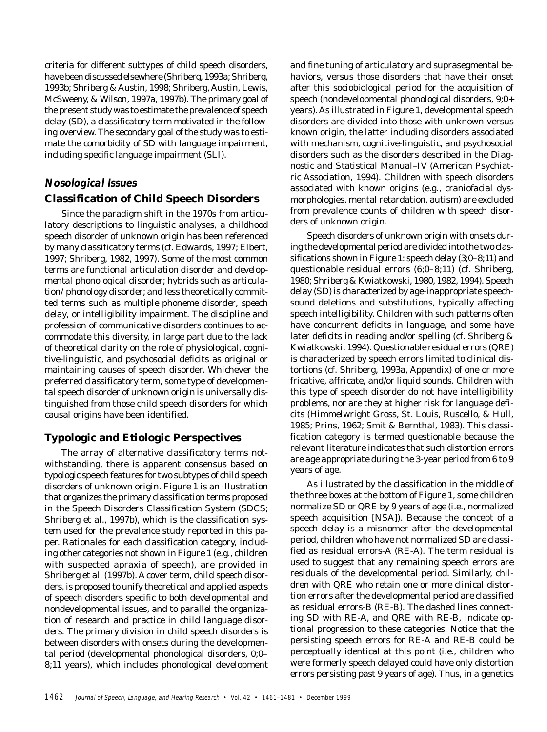criteria for different subtypes of child speech disorders, have been discussed elsewhere (Shriberg, 1993a; Shriberg, 1993b; Shriberg & Austin, 1998; Shriberg, Austin, Lewis, McSweeny, & Wilson, 1997a, 1997b). The primary goal of the present study was to estimate the prevalence of speech delay (SD), a classificatory term motivated in the following overview. The secondary goal of the study was to estimate the comorbidity of SD with language impairment, including specific language impairment (SLI).

## Nosological Issues

### Classification of Child Speech Disorders

Since the paradigm shift in the 1970s from articulatory descriptions to linguistic analyses, a childhood speech disorder of unknown origin has been referenced by many classificatory terms (cf. Edwards, 1997; Elbert, 1997; Shriberg, 1982, 1997). Some of the most common terms are *functional articulation disorder* and *developmental phonological disorder*; hybrids such as *articulation/phonology disorder*; and less theoretically committed terms such as *multiple phoneme disorder*, *speech delay*, or *intelligibility impairment*. The discipline and profession of communicative disorders continues to accommodate this diversity, in large part due to the lack of theoretical clarity on the role of physiological, cognitive-linguistic, and psychosocial deficits as original or maintaining causes of speech disorder. Whichever the preferred classificatory term, some type of developmental speech disorder of unknown origin is universally distinguished from those child speech disorders for which causal origins have been identified.

### Typologic and Etiologic Perspectives

The array of alternative classificatory terms notwithstanding, there is apparent consensus based on typologic speech features for two subtypes of child speech disorders of unknown origin. Figure 1 is an illustration that organizes the primary classification terms proposed in the Speech Disorders Classification System (SDCS; Shriberg et al., 1997b), which is the classification system used for the prevalence study reported in this paper. Rationales for each classification category, including other categories not shown in Figure 1 (e.g., children with suspected apraxia of speech), are provided in Shriberg et al. (1997b). A cover term, *child speech disorders*, is proposed to unify theoretical and applied aspects of speech disorders specific to both developmental and nondevelopmental issues, and to parallel the organization of research and practice in child language disorders. The primary division in child speech disorders is between disorders with onsets during the developmental period (developmental phonological disorders, 0;0–8;11 years), which includes phonological development and fine tuning of articulatory and suprasegmental behaviors, versus those disorders that have their onset after this sociobiological period for the acquisition of speech (nondevelopmental phonological disorders, 9;0+ years). As illustrated in Figure 1, developmental speech disorders are divided into those with unknown versus known origin, the latter including disorders associated with mechanism, cognitive-linguistic, and psychosocial disorders such as the disorders described in the *Diagnostic and Statistical Manual–IV* (American Psychiatric Association, 1994). Children with speech disorders associated with known origins (e.g., craniofacial dysmorphologies, mental retardation, autism) are excluded from prevalence counts of children with speech disorders of unknown origin.

Speech disorders of unknown origin with onsets during the developmental period are divided into the two classifications shown in Figure 1: speech delay (3;0–8;11) and questionable residual errors (6;0–8;11) (cf. Shriberg, 1980; Shriberg & Kwiatkowski, 1980, 1982, 1994). Speech delay (SD) is characterized by age-inappropriate speech-sound deletions and substitutions, typically affecting speech intelligibility. Children with such patterns often have concurrent deficits in language, and some have later deficits in reading and/or spelling (cf. Shriberg & Kwiatkowski, 1994). Questionable residual errors (QRE) is characterized by speech errors limited to clinical distortions (cf. Shriberg, 1993a, Appendix) of one or more fricative, affricate, and/or liquid sounds. Children with this type of speech disorder do not have intelligibility problems, nor are they at higher risk for language deficits (Himmelwright Gross, St. Louis, Ruscello, & Hull, 1985; Prins, 1962; Smit & Bernthal, 1983). This classification category is termed *questionable* because the relevant literature indicates that such distortion errors are age appropriate during the 3-year period from 6 to 9 years of age.

As illustrated by the classification in the middle of the three boxes at the bottom of Figure 1, some children normalize SD or QRE by 9 years of age (i.e., normalized speech acquisition [NSA]). Because the concept of a speech *delay* is a misnomer after the developmental period, children who have not normalized SD are classified as residual errors-A (RE-A). The term *residual* is used to suggest that any remaining speech errors are residuals of the developmental period. Similarly, children with QRE who retain one or more clinical distortion errors after the developmental period are classified as residual errors-B (RE-B). The dashed lines connecting SD with RE-A, and QRE with RE-B, indicate optional progression to these categories. Notice that the persisting speech errors for RE-A and RE-B could be perceptually identical at this point (i.e., children who were formerly speech delayed could have only distortion errors persisting past 9 years of age). Thus, in a genetics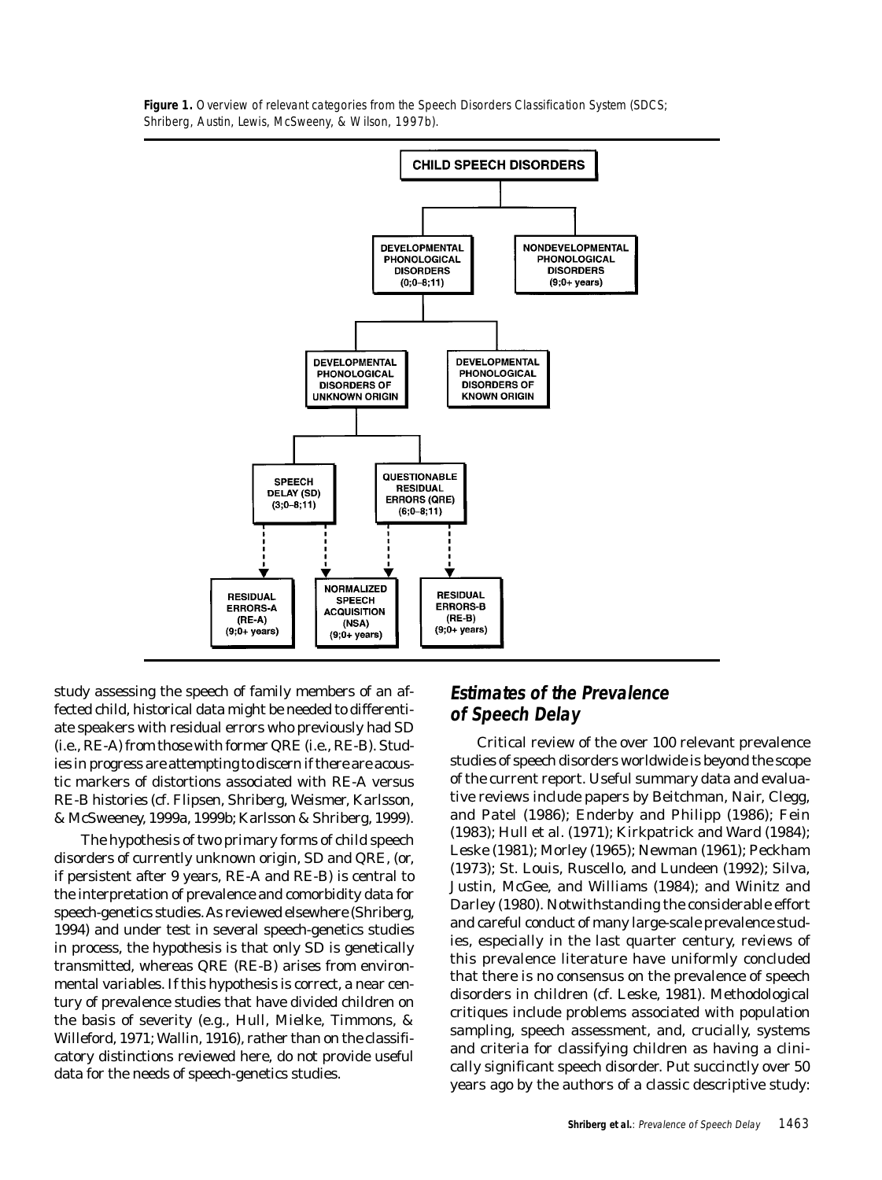**Figure 1.** Overview of relevant categories from the Speech Disorders Classification System (SDCS; Shriberg, Austin, Lewis, McSweeny, & Wilson, 1997b).

CHILD SPEECH DISORDERS

DEVELOPMENTAL PHONOLOGICAL DISORDERS (0;0–8;11)

NONDEVELOPMENTAL PHONOLOGICAL DISORDERS (9;0+ years)

DEVELOPMENTAL PHONOLOGICAL DISORDERS OF UNKNOWN ORIGIN

DEVELOPMENTAL PHONOLOGICAL DISORDERS OF KNOWN ORIGIN

SPEECH DELAY (SD) (3;0–8;11)

QUESTIONABLE RESIDUAL ERRORS (QRE) (6;0–8;11)

RESIDUAL ERRORS-A (RE-A) (9;0+ years)

NORMALIZED SPEECH ACQUISITION (NSA) (9;0+ years)

RESIDUAL ERRORS-B (RE-B) (9;0+ years)

study assessing the speech of family members of an affected child, historical data might be needed to differentiate speakers with residual errors who previously had SD (i.e., RE-A) from those with former QRE (i.e., RE-B). Studies in progress are attempting to discern if there are acoustic markers of distortions associated with RE-A versus RE-B histories (cf. Flipsen, Shriberg, Weismer, Karlsson, & McSweeney, 1999a, 1999b; Karlsson & Shriberg, 1999).

The hypothesis of two primary forms of child speech disorders of currently unknown origin, SD and QRE, (or, if persistent after 9 years, RE-A and RE-B) is central to the interpretation of prevalence and comorbidity data for speech-genetics studies. As reviewed elsewhere (Shriberg, 1994) and under test in several speech-genetics studies in process, the hypothesis is that only SD is genetically transmitted, whereas QRE (RE-B) arises from environmental variables. If this hypothesis is correct, a near century of prevalence studies that have divided children on the basis of severity (e.g., Hull, Mielke, Timmons, & Willeford, 1971; Wallin, 1916), rather than on the classificatory distinctions reviewed here, do not provide useful data for the needs of speech-genetics studies.

## Estimates of the Prevalence of Speech Delay

Critical review of the over 100 relevant prevalence studies of speech disorders worldwide is beyond the scope of the current report. Useful summary data and evaluative reviews include papers by Beitchman, Nair, Clegg, and Patel (1986); Enderby and Philipp (1986); Fein (1983); Hull et al. (1971); Kirkpatrick and Ward (1984); Leske (1981); Morley (1965); Newman (1961); Peckham (1973); St. Louis, Ruscello, and Lundeen (1992); Silva, Justin, McGee, and Williams (1984); and Winitz and Darley (1980). Notwithstanding the considerable effort and careful conduct of many large-scale prevalence studies, especially in the last quarter century, reviews of this prevalence literature have uniformly concluded that there is no consensus on the prevalence of speech disorders in children (cf. Leske, 1981). Methodological critiques include problems associated with population sampling, speech assessment, and, crucially, systems and criteria for classifying children as having a clinically significant speech disorder. Put succinctly over 50 years ago by the authors of a classic descriptive study: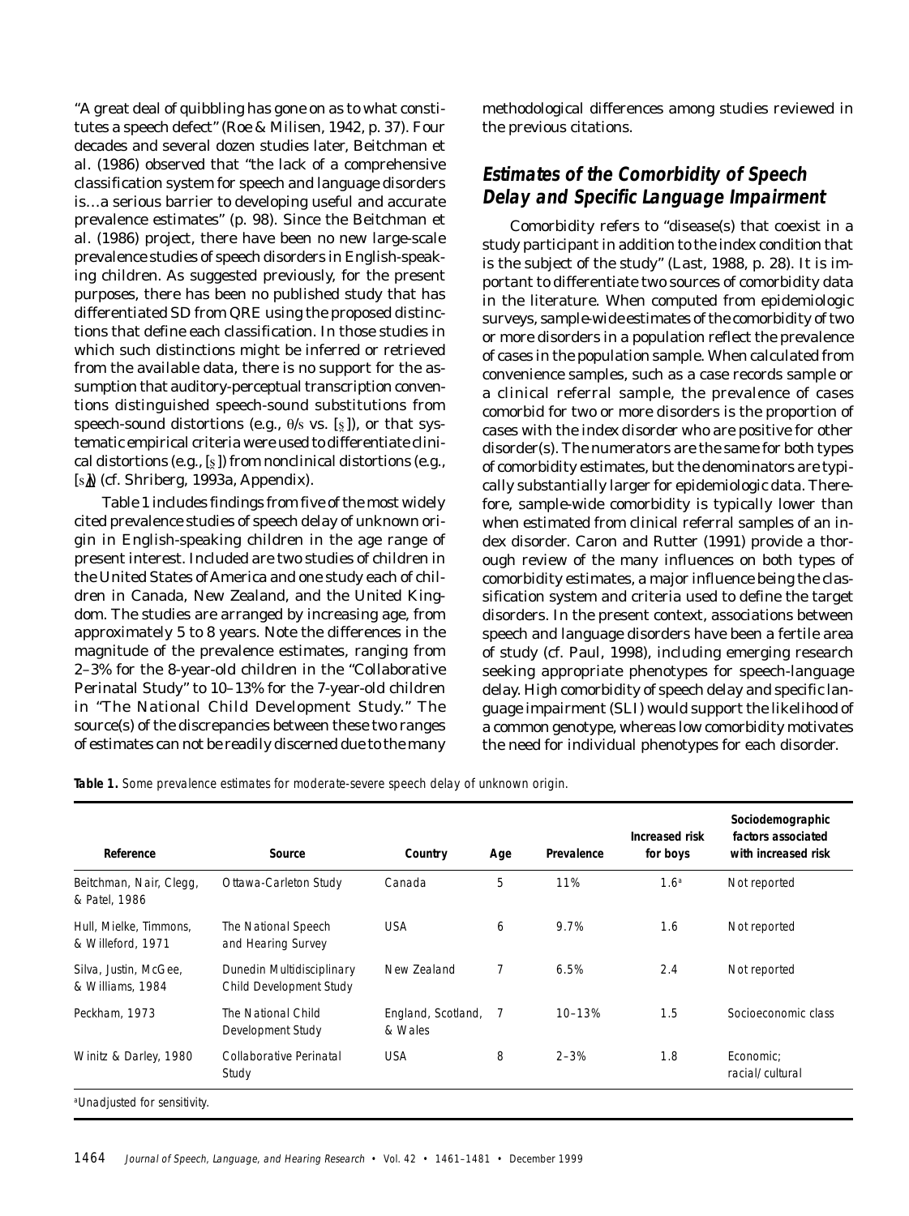"A great deal of quibbling has gone on as to what constitutes a speech defect" (Roe & Milisen, 1942, p. 37). Four decades and several dozen studies later, Beitchman et al. (1986) observed that "the lack of a comprehensive classification system for speech and language disorders is…a serious barrier to developing useful and accurate prevalence estimates" (p. 98). Since the Beitchman et al. (1986) project, there have been no new large-scale prevalence studies of speech disorders in English-speaking children. As suggested previously, for the present purposes, there has been no published study that has differentiated SD from QRE using the proposed distinctions that define each classification. In those studies in which such distinctions might be inferred or retrieved from the available data, there is no support for the assumption that auditory-perceptual transcription conventions distinguished speech-sound substitutions from speech-sound distortions (e.g., θ/s vs. [s̪]), or that systematic empirical criteria were used to differentiate clinical distortions (e.g., [s̪]) from nonclinical distortions (e.g., [s̻]) (cf. Shriberg, 1993a, Appendix).

Table 1 includes findings from five of the most widely cited prevalence studies of speech delay of unknown origin in English-speaking children in the age range of present interest. Included are two studies of children in the United States of America and one study each of children in Canada, New Zealand, and the United Kingdom. The studies are arranged by increasing age, from approximately 5 to 8 years. Note the differences in the magnitude of the prevalence estimates, ranging from 2–3% for the 8-year-old children in the "Collaborative Perinatal Study" to 10–13% for the 7-year-old children in "The National Child Development Study." The source(s) of the discrepancies between these two ranges of estimates can not be readily discerned due to the many methodological differences among studies reviewed in the previous citations.

## Estimates of the Comorbidity of Speech Delay and Specific Language Impairment

Comorbidity refers to "disease(s) that coexist in a study participant in addition to the index condition that is the subject of the study" (Last, 1988, p. 28). It is important to differentiate two sources of comorbidity data in the literature. When computed from epidemiologic surveys, sample-wide estimates of the comorbidity of two or more disorders in a population reflect the prevalence of cases in the population sample. When calculated from convenience samples, such as a case records sample or a clinical referral sample, the prevalence of cases comorbid for two or more disorders is the proportion of cases with the index disorder who are positive for other disorder(s). The numerators are the same for both types of comorbidity estimates, but the denominators are typically substantially larger for epidemiologic data. Therefore, sample-wide comorbidity is typically lower than when estimated from clinical referral samples of an index disorder. Caron and Rutter (1991) provide a thorough review of the many influences on both types of comorbidity estimates, a major influence being the classification system and criteria used to define the target disorders. In the present context, associations between speech and language disorders have been a fertile area of study (cf. Paul, 1998), including emerging research seeking appropriate phenotypes for speech-language delay. High comorbidity of speech delay and specific language impairment (SLI) would support the likelihood of a common genotype, whereas low comorbidity motivates the need for individual phenotypes for each disorder.

**Table 1.** *Some prevalence estimates for moderate-severe speech delay of unknown origin.*

| Reference | Source | Country | Age | Prevalence | Increased risk for boys | Sociodemographic factors associated with increased risk |
|---|---|---|---|---|---|---|
| Beitchman, Nair, Clegg, & Patel, 1986 | Ottawa-Carleton Study | Canada | 5 | 11% | 1.6[a] | Not reported |
| Hull, Mielke, Timmons, & Willeford, 1971 | The National Speech and Hearing Survey | USA | 6 | 9.7% | 1.6 | Not reported |
| Silva, Justin, McGee, & Williams, 1984 | Dunedin Multidisciplinary Child Development Study | New Zealand | 7 | 6.5% | 2.4 | Not reported |
| Peckham, 1973 | The National Child Development Study | England, Scotland, & Wales | 7 | 10–13% | 1.5 | Socioeconomic class |
| Winitz & Darley, 1980 | Collaborative Perinatal Study | USA | 8 | 2–3% | 1.8 | Economic; racial/cultural |

[a]Unadjusted for sensitivity.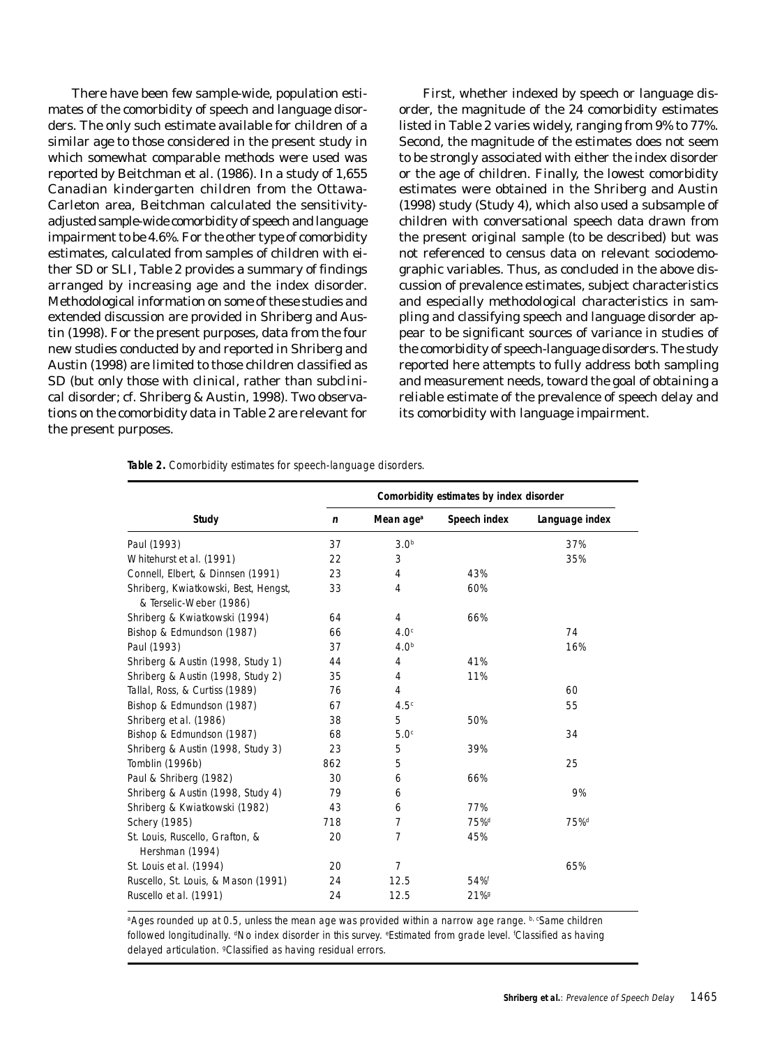There have been few sample-wide, population estimates of the comorbidity of speech and language disorders. The only such estimate available for children of a similar age to those considered in the present study in which somewhat comparable methods were used was reported by Beitchman et al. (1986). In a study of 1,655 Canadian kindergarten children from the Ottawa-Carleton area, Beitchman calculated the sensitivity-adjusted sample-wide comorbidity of speech and language impairment to be 4.6%. For the other type of comorbidity estimates, calculated from samples of children with either SD or SLI, Table 2 provides a summary of findings arranged by increasing age and the index disorder. Methodological information on some of these studies and extended discussion are provided in Shriberg and Austin (1998). For the present purposes, data from the four new studies conducted by and reported in Shriberg and Austin (1998) are limited to those children classified as SD (but only those with clinical, rather than subclinical disorder; cf. Shriberg & Austin, 1998). Two observations on the comorbidity data in Table 2 are relevant for the present purposes.

First, whether indexed by speech or language disorder, the magnitude of the 24 comorbidity estimates listed in Table 2 varies widely, ranging from 9% to 77%. Second, the magnitude of the estimates does not seem to be strongly associated with either the index disorder or the age of children. Finally, the lowest comorbidity estimates were obtained in the Shriberg and Austin (1998) study (Study 4), which also used a subsample of children with conversational speech data drawn from the present original sample (to be described) but was not referenced to census data on relevant sociodemographic variables. Thus, as concluded in the above discussion of prevalence estimates, subject characteristics and especially methodological characteristics in sampling and classifying speech and language disorder appear to be significant sources of variance in studies of the comorbidity of speech-language disorders. The study reported here attempts to fully address both sampling and measurement needs, toward the goal of obtaining a reliable estimate of the prevalence of speech delay and its comorbidity with language impairment.

**Table 2.** Comorbidity estimates for speech-language disorders.

| | Comorbidity estimates by index disorder | | | |
|---|---|---|---|---|
| **Study** | ***n*** | **Mean age**[a] | **Speech index** | **Language index** |
| Paul (1993) | 37 | 3.0[b] | | 37% |
| Whitehurst et al. (1991) | 22 | 3 | | 35% |
| Connell, Elbert, & Dinnsen (1991) | 23 | 4 | 43% | |
| Shriberg, Kwiatkowski, Best, Hengst, & Terselic-Weber (1986) | 33 | 4 | 60% | |
| Shriberg & Kwiatkowski (1994) | 64 | 4 | 66% | |
| Bishop & Edmundson (1987) | 66 | 4.0[c] | | 74 |
| Paul (1993) | 37 | 4.0[b] | | 16% |
| Shriberg & Austin (1998, Study 1) | 44 | 4 | 41% | |
| Shriberg & Austin (1998, Study 2) | 35 | 4 | 11% | |
| Tallal, Ross, & Curtiss (1989) | 76 | 4 | | 60 |
| Bishop & Edmundson (1987) | 67 | 4.5[c] | | 55 |
| Shriberg et al. (1986) | 38 | 5 | 50% | |
| Bishop & Edmundson (1987) | 68 | 5.0[c] | | 34 |
| Shriberg & Austin (1998, Study 3) | 23 | 5 | 39% | |
| Tomblin (1996b) | 862 | 5 | | 25 |
| Paul & Shriberg (1982) | 30 | 6 | 66% | |
| Shriberg & Austin (1998, Study 4) | 79 | 6 | | 9% |
| Shriberg & Kwiatkowski (1982) | 43 | 6 | 77% | |
| Schery (1985) | 718 | 7 | 75%[d] | 75%[d] |
| St. Louis, Ruscello, Grafton, & Hershman (1994) | 20 | 7 | 45% | |
| St. Louis et al. (1994) | 20 | 7 | | 65% |
| Ruscello, St. Louis, & Mason (1991) | 24 | 12.5 | 54%[f] | |
| Ruscello et al. (1991) | 24 | 12.5 | 21%[g] | |

[a]Ages rounded up at 0.5, unless the mean age was provided within a narrow age range. [b, c]Same children followed longitudinally. [d]No index disorder in this survey. [e]Estimated from grade level. [f]Classified as having delayed articulation. [g]Classified as having residual errors.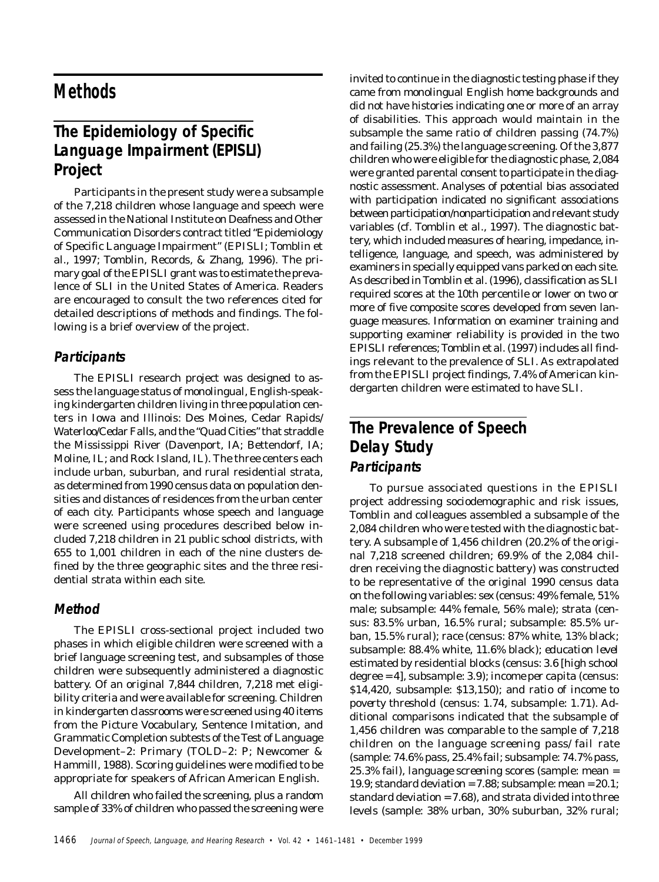# Methods

## The Epidemiology of Specific Language Impairment (EPISLI) Project

Participants in the present study were a subsample of the 7,218 children whose language and speech were assessed in the National Institute on Deafness and Other Communication Disorders contract titled "Epidemiology of Specific Language Impairment" (EPISLI; Tomblin et al., 1997; Tomblin, Records, & Zhang, 1996). The primary goal of the EPISLI grant was to estimate the prevalence of SLI in the United States of America. Readers are encouraged to consult the two references cited for detailed descriptions of methods and findings. The following is a brief overview of the project.

### *Participants*

The EPISLI research project was designed to assess the language status of monolingual, English-speaking kindergarten children living in three population centers in Iowa and Illinois: Des Moines, Cedar Rapids/Waterloo/Cedar Falls, and the "Quad Cities" that straddle the Mississippi River (Davenport, IA; Bettendorf, IA; Moline, IL; and Rock Island, IL). The three centers each include urban, suburban, and rural residential strata, as determined from 1990 census data on population densities and distances of residences from the urban center of each city. Participants whose speech and language were screened using procedures described below included 7,218 children in 21 public school districts, with 655 to 1,001 children in each of the nine clusters defined by the three geographic sites and the three residential strata within each site.

### *Method*

The EPISLI cross-sectional project included two phases in which eligible children were screened with a brief language screening test, and subsamples of those children were subsequently administered a diagnostic battery. Of an original 7,844 children, 7,218 met eligibility criteria and were available for screening. Children in kindergarten classrooms were screened using 40 items from the Picture Vocabulary, Sentence Imitation, and Grammatic Completion subtests of the Test of Language Development–2: Primary (TOLD–2: P; Newcomer & Hammill, 1988). Scoring guidelines were modified to be appropriate for speakers of African American English.

All children who failed the screening, plus a random sample of 33% of children who passed the screening were invited to continue in the diagnostic testing phase if they came from monolingual English home backgrounds and did not have histories indicating one or more of an array of disabilities. This approach would maintain in the subsample the same ratio of children passing (74.7%) and failing (25.3%) the language screening. Of the 3,877 children who were eligible for the diagnostic phase, 2,084 were granted parental consent to participate in the diagnostic assessment. Analyses of potential bias associated with participation indicated no significant associations between participation/nonparticipation and relevant study variables (cf. Tomblin et al., 1997). The diagnostic battery, which included measures of hearing, impedance, intelligence, language, and speech, was administered by examiners in specially equipped vans parked on each site. As described in Tomblin et al. (1996), classification as SLI required scores at the 10th percentile or lower on two or more of five composite scores developed from seven language measures. Information on examiner training and supporting examiner reliability is provided in the two EPISLI references; Tomblin et al. (1997) includes all findings relevant to the prevalence of SLI. As extrapolated from the EPISLI project findings, 7.4% of American kindergarten children were estimated to have SLI.

## The Prevalence of Speech Delay Study

### *Participants*

To pursue associated questions in the EPISLI project addressing sociodemographic and risk issues, Tomblin and colleagues assembled a subsample of the 2,084 children who were tested with the diagnostic battery. A subsample of 1,456 children (20.2% of the original 7,218 screened children; 69.9% of the 2,084 children receiving the diagnostic battery) was constructed to be representative of the original 1990 census data on the following variables: *sex* (census: 49% female, 51% male; subsample: 44% female, 56% male); *strata* (census: 83.5% urban, 16.5% rural; subsample: 85.5% urban, 15.5% rural); *race* (census: 87% white, 13% black; subsample: 88.4% white, 11.6% black); *education level estimated by residential blocks* (census: 3.6 [high school degree = 4], subsample: 3.9); *income per capita* (census: $14,420, subsample: $13,150); and *ratio of income to poverty threshold* (census: 1.74, subsample: 1.71). Additional comparisons indicated that the subsample of 1,456 children was comparable to the sample of 7,218 children on the *language screening pass/fail rate* (sample: 74.6% pass, 25.4% fail; subsample: 74.7% pass, 25.3% fail), *language screening scores* (sample: mean = 19.9; standard deviation = 7.88; subsample: mean = 20.1; standard deviation = 7.68), and *strata divided into three levels* (sample: 38% urban, 30% suburban, 32% rural;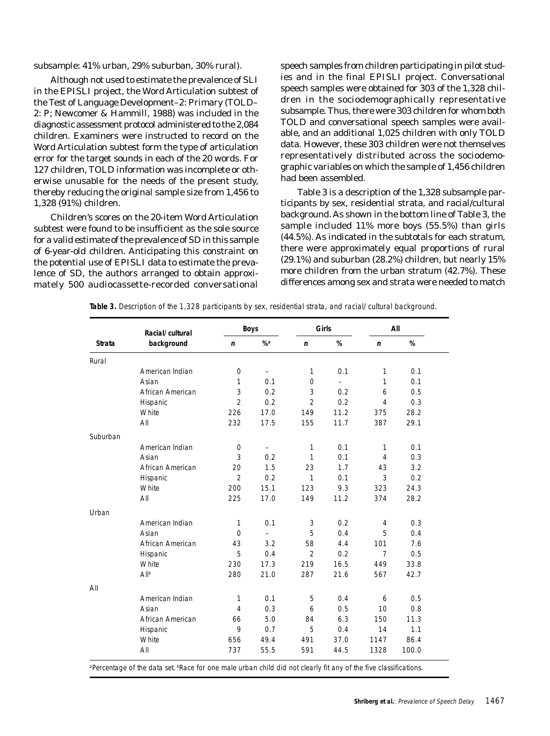subsample: 41% urban, 29% suburban, 30% rural).

Although not used to estimate the prevalence of SLI in the EPISLI project, the Word Articulation subtest of the Test of Language Development–2: Primary (TOLD–2: P; Newcomer & Hammill, 1988) was included in the diagnostic assessment protocol administered to the 2,084 children. Examiners were instructed to record on the Word Articulation subtest form the type of articulation error for the target sounds in each of the 20 words. For 127 children, TOLD information was incomplete or otherwise unusable for the needs of the present study, thereby reducing the original sample size from 1,456 to 1,328 (91%) children.

Children's scores on the 20-item Word Articulation subtest were found to be insufficient as the sole source for a valid estimate of the prevalence of SD in this sample of 6-year-old children. Anticipating this constraint on the potential use of EPISLI data to estimate the prevalence of SD, the authors arranged to obtain approximately 500 audiocassette-recorded conversational speech samples from children participating in pilot studies and in the final EPISLI project. Conversational speech samples were obtained for 303 of the 1,328 children in the sociodemographically representative subsample. Thus, there were 303 children for whom both TOLD and conversational speech samples were available, and an additional 1,025 children with only TOLD data. However, these 303 children were not themselves representatively distributed across the sociodemographic variables on which the sample of 1,456 children had been assembled.

Table 3 is a description of the 1,328 subsample participants by sex, residential strata, and racial/cultural background. As shown in the bottom line of Table 3, the sample included 11% more boys (55.5%) than girls (44.5%). As indicated in the subtotals for each stratum, there were approximately equal proportions of rural (29.1%) and suburban (28.2%) children, but nearly 15% more children from the urban stratum (42.7%). These differences among sex and strata were needed to match

**Table 3.** *Description of the 1,328 participants by sex, residential strata, and racial/cultural background.*

| Strata | Racial/cultural background | Boys | | Girls | | All | |
|---|---|---|---|---|---|---|---|
| | | *n* | %[a] | *n* | % | *n* | % |
| Rural | | | | | | | |
| | American Indian | 0 | – | 1 | 0.1 | 1 | 0.1 |
| | Asian | 1 | 0.1 | 0 | – | 1 | 0.1 |
| | African American | 3 | 0.2 | 3 | 0.2 | 6 | 0.5 |
| | Hispanic | 2 | 0.2 | 2 | 0.2 | 4 | 0.3 |
| | White | 226 | 17.0 | 149 | 11.2 | 375 | 28.2 |
| | All | 232 | 17.5 | 155 | 11.7 | 387 | 29.1 |
| Suburban | | | | | | | |
| | American Indian | 0 | – | 1 | 0.1 | 1 | 0.1 |
| | Asian | 3 | 0.2 | 1 | 0.1 | 4 | 0.3 |
| | African American | 20 | 1.5 | 23 | 1.7 | 43 | 3.2 |
| | Hispanic | 2 | 0.2 | 1 | 0.1 | 3 | 0.2 |
| | White | 200 | 15.1 | 123 | 9.3 | 323 | 24.3 |
| | All | 225 | 17.0 | 149 | 11.2 | 374 | 28.2 |
| Urban | | | | | | | |
| | American Indian | 1 | 0.1 | 3 | 0.2 | 4 | 0.3 |
| | Asian | 0 | – | 5 | 0.4 | 5 | 0.4 |
| | African American | 43 | 3.2 | 58 | 4.4 | 101 | 7.6 |
| | Hispanic | 5 | 0.4 | 2 | 0.2 | 7 | 0.5 |
| | White | 230 | 17.3 | 219 | 16.5 | 449 | 33.8 |
| | All[b] | 280 | 21.0 | 287 | 21.6 | 567 | 42.7 |
| All | | | | | | | |
| | American Indian | 1 | 0.1 | 5 | 0.4 | 6 | 0.5 |
| | Asian | 4 | 0.3 | 6 | 0.5 | 10 | 0.8 |
| | African American | 66 | 5.0 | 84 | 6.3 | 150 | 11.3 |
| | Hispanic | 9 | 0.7 | 5 | 0.4 | 14 | 1.1 |
| | White | 656 | 49.4 | 491 | 37.0 | 1147 | 86.4 |
| | All | 737 | 55.5 | 591 | 44.5 | 1328 | 100.0 |

[a]Percentage of the data set. [b]Race for one male urban child did not clearly fit any of the five classifications.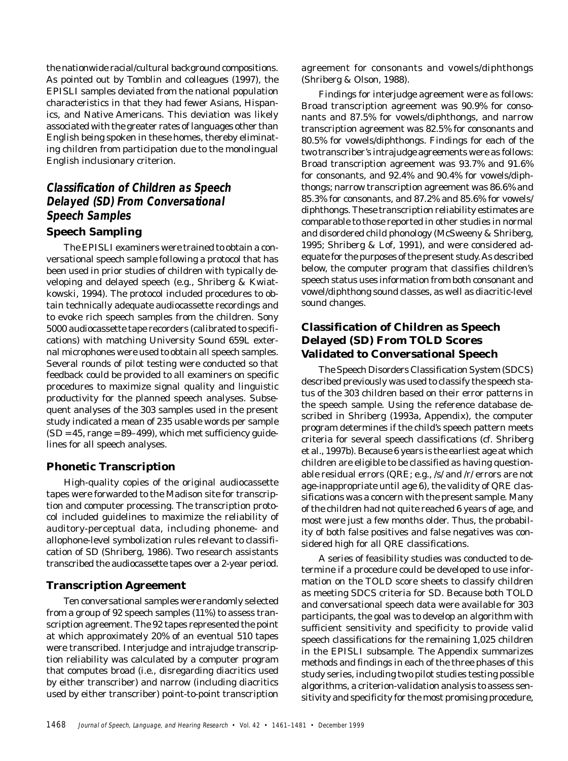the nationwide racial/cultural background compositions. As pointed out by Tomblin and colleagues (1997), the EPISLI samples deviated from the national population characteristics in that they had fewer Asians, Hispanics, and Native Americans. This deviation was likely associated with the greater rates of languages other than English being spoken in these homes, thereby eliminating children from participation due to the monolingual English inclusionary criterion.

## Classification of Children as Speech Delayed (SD) From Conversational Speech Samples

### Speech Sampling

The EPISLI examiners were trained to obtain a conversational speech sample following a protocol that has been used in prior studies of children with typically developing and delayed speech (e.g., Shriberg & Kwiatkowski, 1994). The protocol included procedures to obtain technically adequate audiocassette recordings and to evoke rich speech samples from the children. Sony 5000 audiocassette tape recorders (calibrated to specifications) with matching University Sound 659L external microphones were used to obtain all speech samples. Several rounds of pilot testing were conducted so that feedback could be provided to all examiners on specific procedures to maximize signal quality and linguistic productivity for the planned speech analyses. Subsequent analyses of the 303 samples used in the present study indicated a mean of 235 usable words per sample (SD = 45, range = 89–499), which met sufficiency guidelines for all speech analyses.

### Phonetic Transcription

High-quality copies of the original audiocassette tapes were forwarded to the Madison site for transcription and computer processing. The transcription protocol included guidelines to maximize the reliability of auditory-perceptual data, including phoneme- and allophone-level symbolization rules relevant to classification of SD (Shriberg, 1986). Two research assistants transcribed the audiocassette tapes over a 2-year period.

### Transcription Agreement

Ten conversational samples were randomly selected from a group of 92 speech samples (11%) to assess transcription agreement. The 92 tapes represented the point at which approximately 20% of an eventual 510 tapes were transcribed. Interjudge and intrajudge transcription reliability was calculated by a computer program that computes broad (i.e., disregarding diacritics used by either transcriber) and narrow (including diacritics used by either transcriber) point-to-point transcription agreement for consonants and vowels/diphthongs (Shriberg & Olson, 1988).

Findings for interjudge agreement were as follows: Broad transcription agreement was 90.9% for consonants and 87.5% for vowels/diphthongs, and narrow transcription agreement was 82.5% for consonants and 80.5% for vowels/diphthongs. Findings for each of the two transcriber's intrajudge agreements were as follows: Broad transcription agreement was 93.7% and 91.6% for consonants, and 92.4% and 90.4% for vowels/diphthongs; narrow transcription agreement was 86.6% and 85.3% for consonants, and 87.2% and 85.6% for vowels/diphthongs. These transcription reliability estimates are comparable to those reported in other studies in normal and disordered child phonology (McSweeny & Shriberg, 1995; Shriberg & Lof, 1991), and were considered adequate for the purposes of the present study. As described below, the computer program that classifies children's speech status uses information from both consonant and vowel/diphthong sound classes, as well as diacritic-level sound changes.

## Classification of Children as Speech Delayed (SD) From TOLD Scores Validated to Conversational Speech

The Speech Disorders Classification System (SDCS) described previously was used to classify the speech status of the 303 children based on their error patterns in the speech sample. Using the reference database described in Shriberg (1993a, Appendix), the computer program determines if the child's speech pattern meets criteria for several speech classifications (cf. Shriberg et al., 1997b). Because 6 years is the earliest age at which children are eligible to be classified as having questionable residual errors (QRE; e.g., /s/ and /r/ errors are not age-inappropriate until age 6), the validity of QRE classifications was a concern with the present sample. Many of the children had not quite reached 6 years of age, and most were just a few months older. Thus, the probability of both false positives and false negatives was considered high for all QRE classifications.

A series of feasibility studies was conducted to determine if a procedure could be developed to use information on the TOLD score sheets to classify children as meeting SDCS criteria for SD. Because both TOLD and conversational speech data were available for 303 participants, the goal was to develop an algorithm with sufficient sensitivity and specificity to provide valid speech classifications for the remaining 1,025 children in the EPISLI subsample. The Appendix summarizes methods and findings in each of the three phases of this study series, including two pilot studies testing possible algorithms, a criterion-validation analysis to assess sensitivity and specificity for the most promising procedure,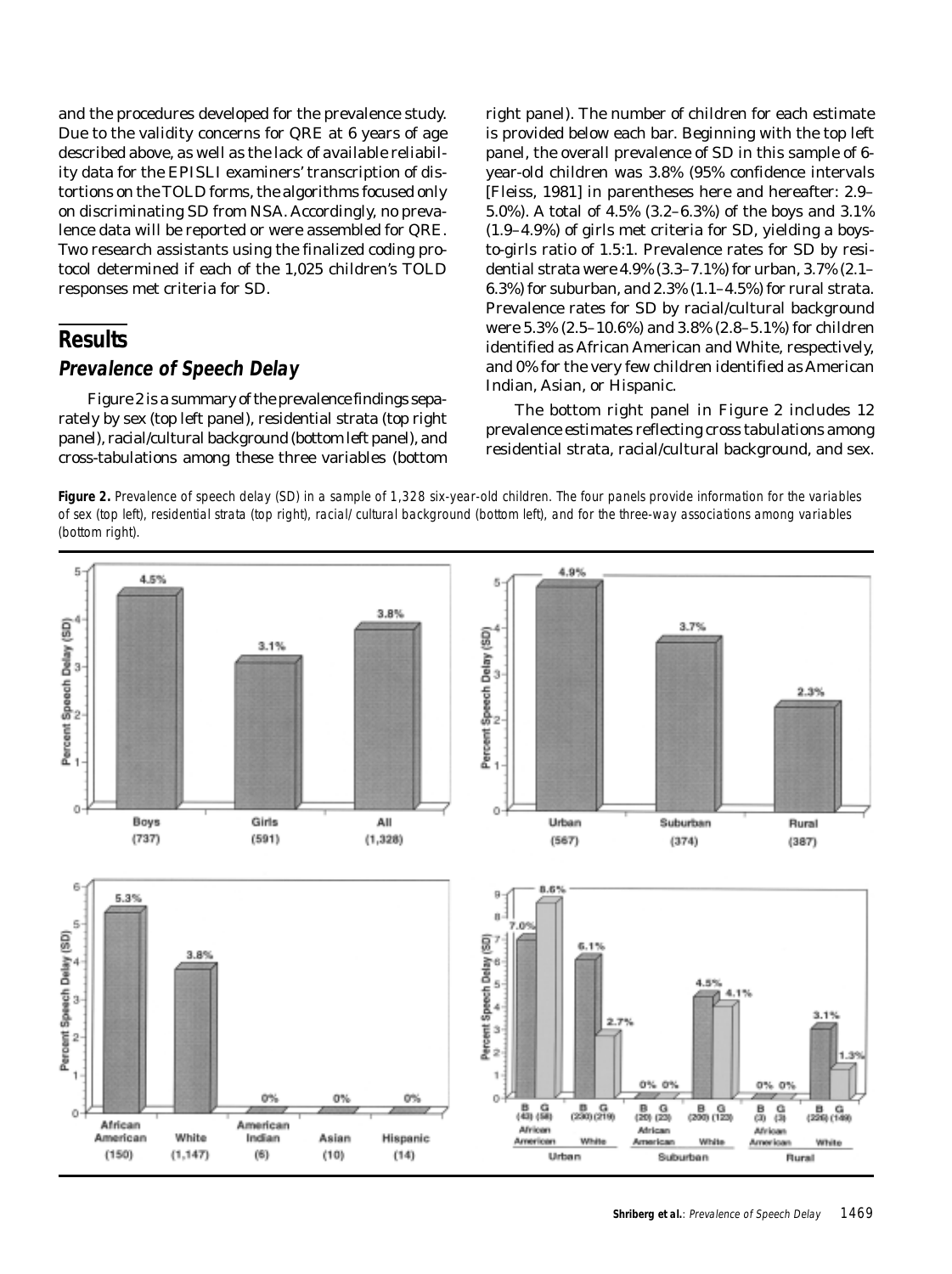and the procedures developed for the prevalence study. Due to the validity concerns for QRE at 6 years of age described above, as well as the lack of available reliability data for the EPISLI examiners' transcription of distortions on the TOLD forms, the algorithms focused only on discriminating SD from NSA. Accordingly, no prevalence data will be reported or were assembled for QRE. Two research assistants using the finalized coding protocol determined if each of the 1,025 children's TOLD responses met criteria for SD.

## Results

### Prevalence of Speech Delay

Figure 2 is a summary of the prevalence findings separately by sex (top left panel), residential strata (top right panel), racial/cultural background (bottom left panel), and cross-tabulations among these three variables (bottom right panel). The number of children for each estimate is provided below each bar. Beginning with the top left panel, the overall prevalence of SD in this sample of 6-year-old children was 3.8% (95% confidence intervals [Fleiss, 1981] in parentheses here and hereafter: 2.9–5.0%). A total of 4.5% (3.2–6.3%) of the boys and 3.1% (1.9–4.9%) of girls met criteria for SD, yielding a boys-to-girls ratio of 1.5:1. Prevalence rates for SD by residential strata were 4.9% (3.3–7.1%) for urban, 3.7% (2.1–6.3%) for suburban, and 2.3% (1.1–4.5%) for rural strata. Prevalence rates for SD by racial/cultural background were 5.3% (2.5–10.6%) and 3.8% (2.8–5.1%) for children identified as African American and White, respectively, and 0% for the very few children identified as American Indian, Asian, or Hispanic.

The bottom right panel in Figure 2 includes 12 prevalence estimates reflecting cross tabulations among residential strata, racial/cultural background, and sex.

**Figure 2.** Prevalence of speech delay (SD) in a sample of 1,328 six-year-old children. The four panels provide information for the variables of sex (top left), residential strata (top right), racial/cultural background (bottom left), and for the three-way associations among variables (bottom right).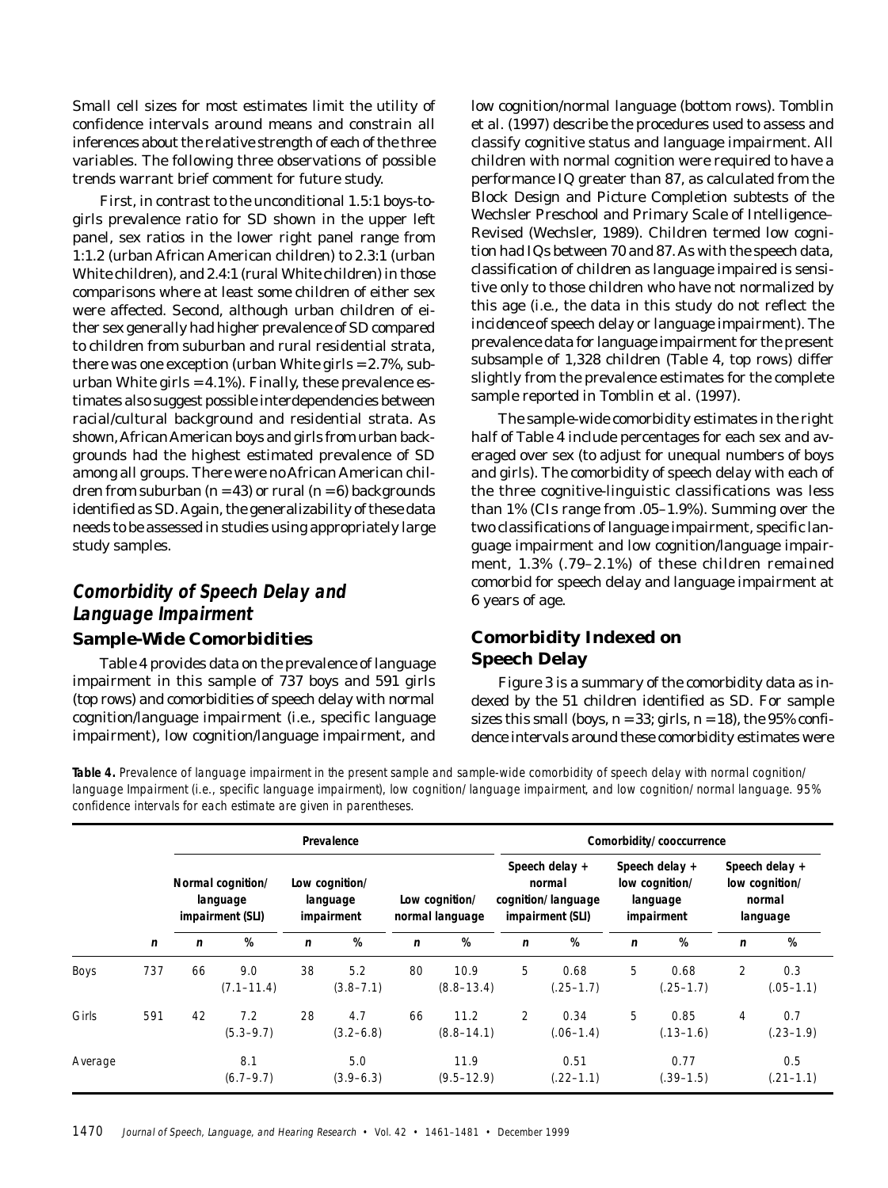Small cell sizes for most estimates limit the utility of confidence intervals around means and constrain all inferences about the relative strength of each of the three variables. The following three observations of possible trends warrant brief comment for future study.

First, in contrast to the unconditional 1.5:1 boys-to-girls prevalence ratio for SD shown in the upper left panel, sex ratios in the lower right panel range from 1:1.2 (urban African American children) to 2.3:1 (urban White children), and 2.4:1 (rural White children) in those comparisons where at least some children of either sex were affected. Second, although urban children of either sex generally had higher prevalence of SD compared to children from suburban and rural residential strata, there was one exception (urban White girls = 2.7%, suburban White girls = 4.1%). Finally, these prevalence estimates also suggest possible interdependencies between racial/cultural background and residential strata. As shown, African American boys and girls from urban backgrounds had the highest estimated prevalence of SD among all groups. There were no African American children from suburban (*n* = 43) or rural (*n* = 6) backgrounds identified as SD. Again, the generalizability of these data needs to be assessed in studies using appropriately large study samples.

## Comorbidity of Speech Delay and Language Impairment

### Sample-Wide Comorbidities

Table 4 provides data on the prevalence of language impairment in this sample of 737 boys and 591 girls (top rows) and comorbidities of speech delay with normal cognition/language impairment (i.e., specific language impairment), low cognition/language impairment, and low cognition/normal language (bottom rows). Tomblin et al. (1997) describe the procedures used to assess and classify cognitive status and language impairment. All children with normal cognition were required to have a performance IQ greater than 87, as calculated from the Block Design and Picture Completion subtests of the Wechsler Preschool and Primary Scale of Intelligence–Revised (Wechsler, 1989). Children termed low cognition had IQs between 70 and 87. As with the speech data, classification of children as language impaired is sensitive only to those children who have not normalized by this age (i.e., the data in this study do not reflect the *incidence* of speech delay or language impairment). The prevalence data for language impairment for the present subsample of 1,328 children (Table 4, top rows) differ slightly from the prevalence estimates for the complete sample reported in Tomblin et al. (1997).

The sample-wide comorbidity estimates in the right half of Table 4 include percentages for each sex and averaged over sex (to adjust for unequal numbers of boys and girls). The comorbidity of speech delay with each of the three cognitive-linguistic classifications was less than 1% (CIs range from .05–1.9%). Summing over the two classifications of language impairment, specific language impairment and low cognition/language impairment, 1.3% (.79–2.1%) of these children remained comorbid for speech delay and language impairment at 6 years of age.

### Comorbidity Indexed on Speech Delay

Figure 3 is a summary of the comorbidity data as indexed by the 51 children identified as SD. For sample sizes this small (boys, *n* = 33; girls, *n* = 18), the 95% confidence intervals around these comorbidity estimates were

**Table 4.** Prevalence of language impairment in the present sample and sample-wide comorbidity of speech delay with normal cognition/language Impairment (i.e., specific language impairment), low cognition/language impairment, and low cognition/normal language. 95% confidence intervals for each estimate are given in parentheses.

| | | Prevalence | | | | | | Comorbidity/cooccurrence | | | | | |
|---|---|---|---|---|---|---|---|---|---|---|---|---|---|
| | | Normal cognition/language impairment (SLI) | | Low cognition/language impairment | | Low cognition/normal language | | Speech delay + normal cognition/language impairment (SLI) | | Speech delay + low cognition/language impairment | | Speech delay + low cognition/normal language | |
| | *n* | *n* | % | *n* | % | *n* | % | *n* | % | *n* | % | *n* | % |
| Boys | 737 | 66 | 9.0 (7.1–11.4) | 38 | 5.2 (3.8–7.1) | 80 | 10.9 (8.8–13.4) | 5 | 0.68 (.25–1.7) | 5 | 0.68 (.25–1.7) | 2 | 0.3 (.05–1.1) |
| Girls | 591 | 42 | 7.2 (5.3–9.7) | 28 | 4.7 (3.2–6.8) | 66 | 11.2 (8.8–14.1) | 2 | 0.34 (.06–1.4) | 5 | 0.85 (.13–1.6) | 4 | 0.7 (.23–1.9) |
| Average | | | 8.1 (6.7–9.7) | | 5.0 (3.9–6.3) | | 11.9 (9.5–12.9) | | 0.51 (.22–1.1) | | 0.77 (.39–1.5) | | 0.5 (.21–1.1) |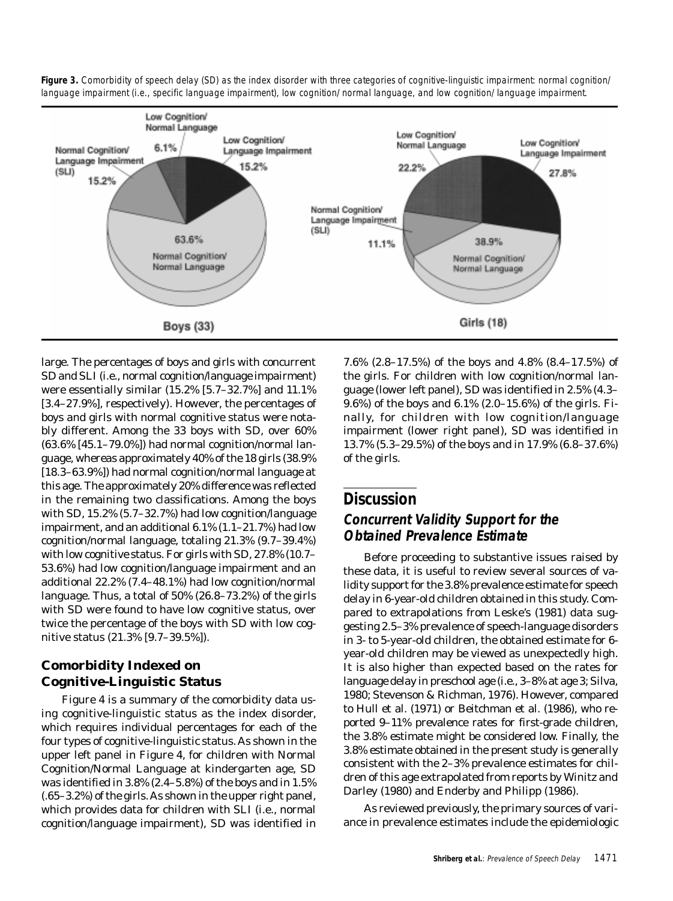**Figure 3.** Comorbidity of speech delay (SD) as the index disorder with three categories of cognitive-linguistic impairment: normal cognition/language impairment (i.e., specific language impairment), low cognition/normal language, and low cognition/language impairment.

large. The percentages of boys and girls with concurrent SD and SLI (i.e., normal cognition/language impairment) were essentially similar (15.2% [5.7–32.7%] and 11.1% [3.4–27.9%], respectively). However, the percentages of boys and girls with normal cognitive status were notably different. Among the 33 boys with SD, over 60% (63.6% [45.1–79.0%]) had normal cognition/normal language, whereas approximately 40% of the 18 girls (38.9% [18.3–63.9%]) had normal cognition/normal language at this age. The approximately 20% difference was reflected in the remaining two classifications. Among the boys with SD, 15.2% (5.7–32.7%) had low cognition/language impairment, and an additional 6.1% (1.1–21.7%) had low cognition/normal language, totaling 21.3% (9.7–39.4%) with low cognitive status. For girls with SD, 27.8% (10.7–53.6%) had low cognition/language impairment and an additional 22.2% (7.4–48.1%) had low cognition/normal language. Thus, a total of 50% (26.8–73.2%) of the girls with SD were found to have low cognitive status, over twice the percentage of the boys with SD with low cognitive status (21.3% [9.7–39.5%]).

### Comorbidity Indexed on Cognitive-Linguistic Status

Figure 4 is a summary of the comorbidity data using cognitive-linguistic status as the index disorder, which requires individual percentages for each of the four types of cognitive-linguistic status. As shown in the upper left panel in Figure 4, for children with Normal Cognition/Normal Language at kindergarten age, SD was identified in 3.8% (2.4–5.8%) of the boys and in 1.5% (.65–3.2%) of the girls. As shown in the upper right panel, which provides data for children with SLI (i.e., normal cognition/language impairment), SD was identified in 7.6% (2.8–17.5%) of the boys and 4.8% (8.4–17.5%) of the girls. For children with low cognition/normal language (lower left panel), SD was identified in 2.5% (4.3–9.6%) of the boys and 6.1% (2.0–15.6%) of the girls. Finally, for children with low cognition/language impairment (lower right panel), SD was identified in 13.7% (5.3–29.5%) of the boys and in 17.9% (6.8–37.6%) of the girls.

## Discussion

### Concurrent Validity Support for the Obtained Prevalence Estimate

Before proceeding to substantive issues raised by these data, it is useful to review several sources of validity support for the 3.8% prevalence estimate for speech delay in 6-year-old children obtained in this study. Compared to extrapolations from Leske's (1981) data suggesting 2.5–3% prevalence of speech-language disorders in 3- to 5-year-old children, the obtained estimate for 6-year-old children may be viewed as unexpectedly high. It is also higher than expected based on the rates for language delay in preschool age (i.e., 3–8% at age 3; Silva, 1980; Stevenson & Richman, 1976). However, compared to Hull et al. (1971) or Beitchman et al. (1986), who reported 9–11% prevalence rates for first-grade children, the 3.8% estimate might be considered low. Finally, the 3.8% estimate obtained in the present study is generally consistent with the 2–3% prevalence estimates for children of this age extrapolated from reports by Winitz and Darley (1980) and Enderby and Philipp (1986).

As reviewed previously, the primary sources of variance in prevalence estimates include the epidemiologic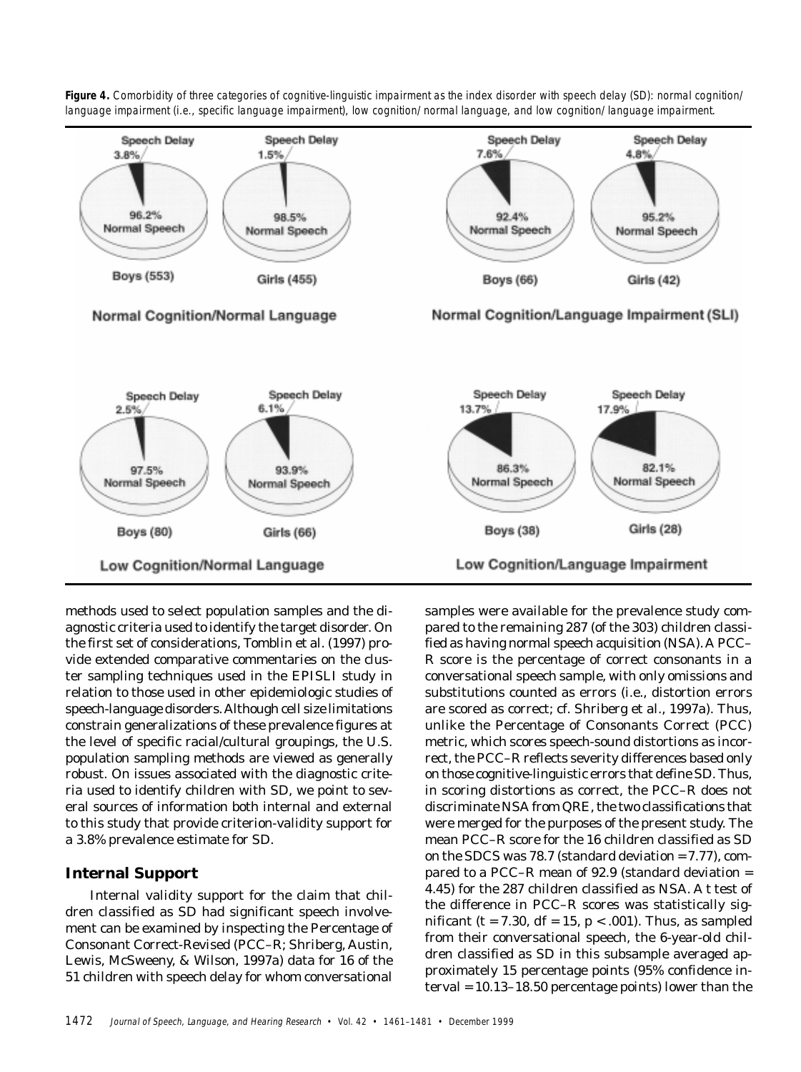**Figure 4.** *Comorbidity of three categories of cognitive-linguistic impairment as the index disorder with speech delay (SD): normal cognition/language impairment (i.e., specific language impairment), low cognition/normal language, and low cognition/language impairment.*

methods used to select population samples and the diagnostic criteria used to identify the target disorder. On the first set of considerations, Tomblin et al. (1997) provide extended comparative commentaries on the cluster sampling techniques used in the EPISLI study in relation to those used in other epidemiologic studies of speech-language disorders. Although cell size limitations constrain generalizations of these prevalence figures at the level of specific racial/cultural groupings, the U.S. population sampling methods are viewed as generally robust. On issues associated with the diagnostic criteria used to identify children with SD, we point to several sources of information both internal and external to this study that provide criterion-validity support for a 3.8% prevalence estimate for SD.

## Internal Support

Internal validity support for the claim that children classified as SD had significant speech involvement can be examined by inspecting the Percentage of Consonant Correct-Revised (PCC–R; Shriberg, Austin, Lewis, McSweeny, & Wilson, 1997a) data for 16 of the 51 children with speech delay for whom conversational samples were available for the prevalence study compared to the remaining 287 (of the 303) children classified as having normal speech acquisition (NSA). A PCC–R score is the percentage of correct consonants in a conversational speech sample, with only omissions and substitutions counted as errors (i.e., distortion errors are scored as correct; cf. Shriberg et al., 1997a). Thus, unlike the Percentage of Consonants Correct (PCC) metric, which scores speech-sound distortions as incorrect, the PCC–R reflects severity differences based only on those cognitive-linguistic errors that define SD. Thus, in scoring distortions as correct, the PCC–R does not discriminate NSA from QRE, the two classifications that were merged for the purposes of the present study. The mean PCC–R score for the 16 children classified as SD on the SDCS was 78.7 (standard deviation = 7.77), compared to a PCC–R mean of 92.9 (standard deviation = 4.45) for the 287 children classified as NSA. A *t* test of the difference in PCC–R scores was statistically significant ($t = 7.30$, $df = 15$, $p < .001$). Thus, as sampled from their conversational speech, the 6-year-old children classified as SD in this subsample averaged approximately 15 percentage points (95% confidence interval = 10.13–18.50 percentage points) lower than the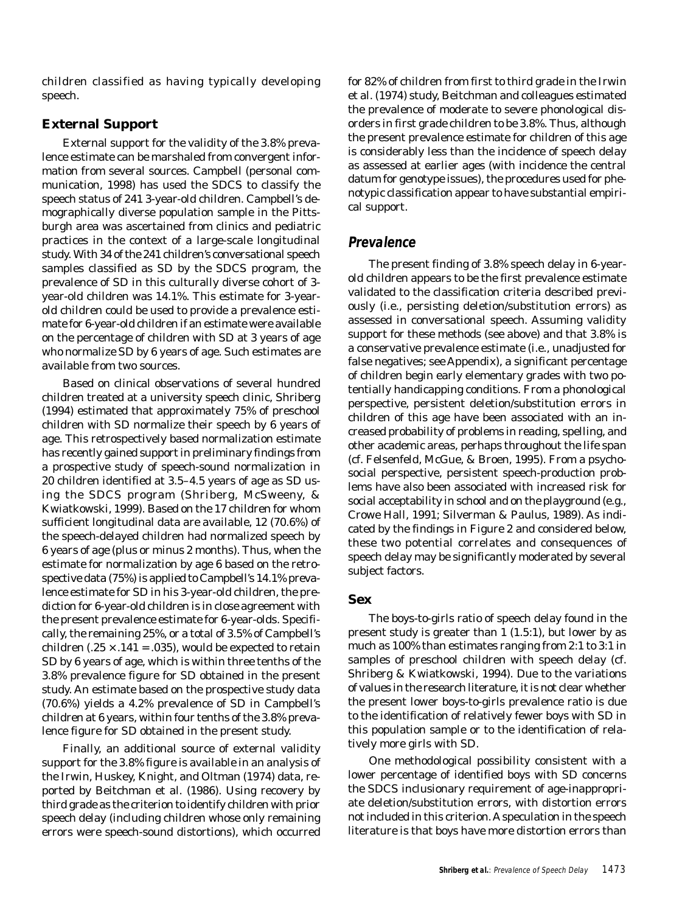children classified as having typically developing speech.

### External Support

External support for the validity of the 3.8% prevalence estimate can be marshaled from convergent information from several sources. Campbell (personal communication, 1998) has used the SDCS to classify the speech status of 241 3-year-old children. Campbell's demographically diverse population sample in the Pittsburgh area was ascertained from clinics and pediatric practices in the context of a large-scale longitudinal study. With 34 of the 241 children's conversational speech samples classified as SD by the SDCS program, the prevalence of SD in this culturally diverse cohort of 3-year-old children was 14.1%. This estimate for 3-year-old children could be used to provide a prevalence estimate for 6-year-old children if an estimate were available on the percentage of children with SD at 3 years of age who normalize SD by 6 years of age. Such estimates are available from two sources.

Based on clinical observations of several hundred children treated at a university speech clinic, Shriberg (1994) estimated that approximately 75% of preschool children with SD normalize their speech by 6 years of age. This retrospectively based normalization estimate has recently gained support in preliminary findings from a prospective study of speech-sound normalization in 20 children identified at 3.5–4.5 years of age as SD using the SDCS program (Shriberg, McSweeny, & Kwiatkowski, 1999). Based on the 17 children for whom sufficient longitudinal data are available, 12 (70.6%) of the speech-delayed children had normalized speech by 6 years of age (plus or minus 2 months). Thus, when the estimate for normalization by age 6 based on the retrospective data (75%) is applied to Campbell's 14.1% prevalence estimate for SD in his 3-year-old children, the prediction for 6-year-old children is in close agreement with the present prevalence estimate for 6-year-olds. Specifically, the remaining 25%, or a total of 3.5% of Campbell's children ($.25 \times .141 = .035$), would be expected to retain SD by 6 years of age, which is within three tenths of the 3.8% prevalence figure for SD obtained in the present study. An estimate based on the prospective study data (70.6%) yields a 4.2% prevalence of SD in Campbell's children at 6 years, within four tenths of the 3.8% prevalence figure for SD obtained in the present study.

Finally, an additional source of external validity support for the 3.8% figure is available in an analysis of the Irwin, Huskey, Knight, and Oltman (1974) data, reported by Beitchman et al. (1986). Using recovery by third grade as the criterion to identify children with prior speech delay (including children whose only remaining errors were speech-sound distortions), which occurred for 82% of children from first to third grade in the Irwin et al. (1974) study, Beitchman and colleagues estimated the prevalence of moderate to severe phonological disorders in first grade children to be 3.8%. Thus, although the present prevalence estimate for children of this age is considerably less than the incidence of speech delay as assessed at earlier ages (with incidence the central datum for genotype issues), the procedures used for phenotypic classification appear to have substantial empirical support.

## *Prevalence*

The present finding of 3.8% speech delay in 6-year-old children appears to be the first prevalence estimate validated to the classification criteria described previously (i.e., persisting deletion/substitution errors) as assessed in conversational speech. Assuming validity support for these methods (see above) and that 3.8% is a conservative prevalence estimate (i.e., unadjusted for false negatives; see Appendix), a significant percentage of children begin early elementary grades with two potentially handicapping conditions. From a phonological perspective, persistent deletion/substitution errors in children of this age have been associated with an increased probability of problems in reading, spelling, and other academic areas, perhaps throughout the life span (cf. Felsenfeld, McGue, & Broen, 1995). From a psychosocial perspective, persistent speech-production problems have also been associated with increased risk for social acceptability in school and on the playground (e.g., Crowe Hall, 1991; Silverman & Paulus, 1989). As indicated by the findings in Figure 2 and considered below, these two potential correlates and consequences of speech delay may be significantly moderated by several subject factors.

### Sex

The boys-to-girls ratio of speech delay found in the present study is greater than 1 (1.5:1), but lower by as much as 100% than estimates ranging from 2:1 to 3:1 in samples of preschool children with speech delay (cf. Shriberg & Kwiatkowski, 1994). Due to the variations of values in the research literature, it is not clear whether the present lower boys-to-girls prevalence ratio is due to the identification of relatively fewer boys with SD in this population sample or to the identification of relatively more girls with SD.

One methodological possibility consistent with a lower percentage of identified boys with SD concerns the SDCS inclusionary requirement of age-inappropriate deletion/substitution errors, with distortion errors not included in this criterion. A speculation in the speech literature is that boys have more distortion errors than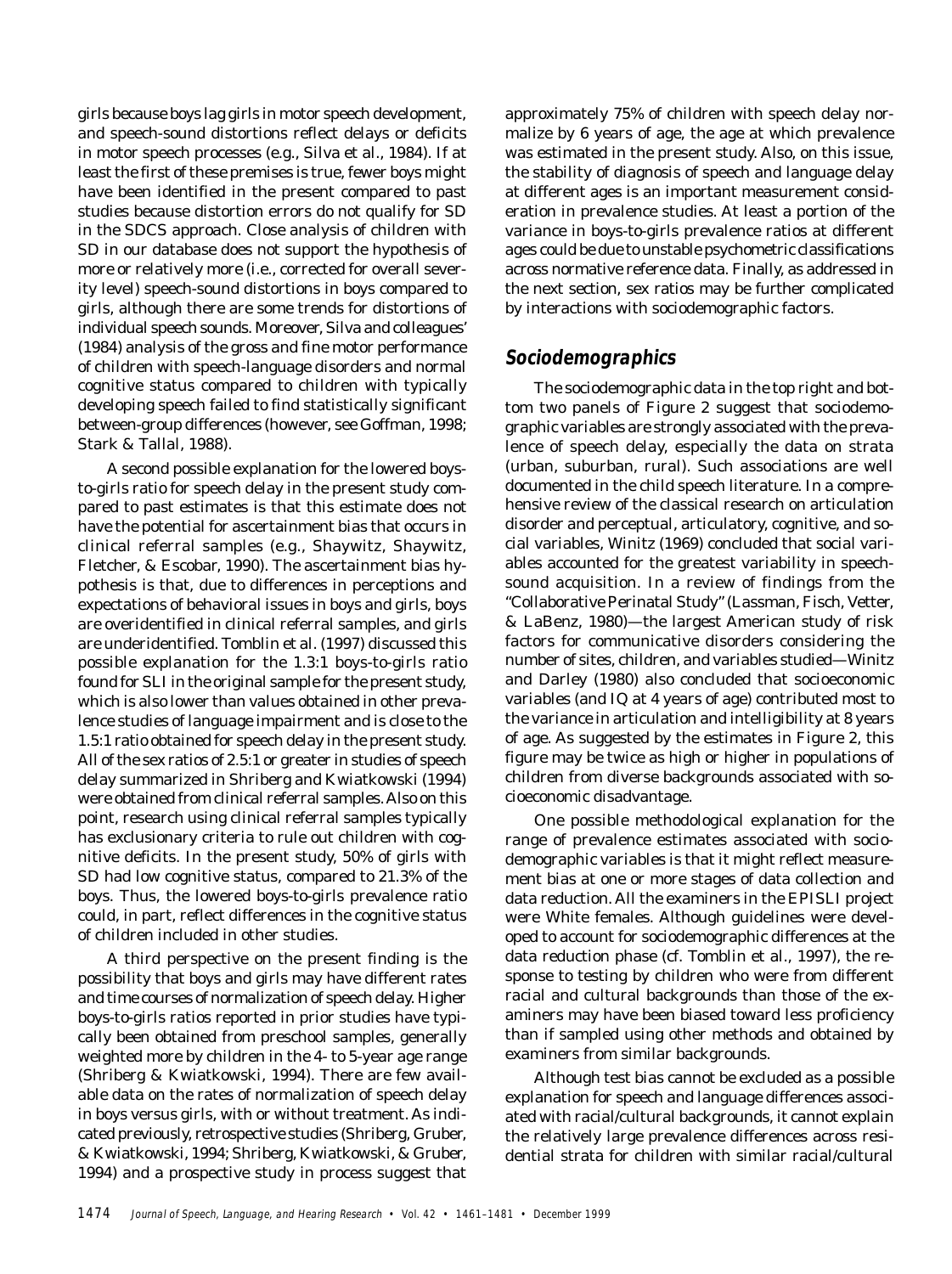girls because boys lag girls in motor speech development, and speech-sound distortions reflect delays or deficits in motor speech processes (e.g., Silva et al., 1984). If at least the first of these premises is true, fewer boys might have been identified in the present compared to past studies because distortion errors do not qualify for SD in the SDCS approach. Close analysis of children with SD in our database does not support the hypothesis of more or relatively more (i.e., corrected for overall severity level) speech-sound distortions in boys compared to girls, although there are some trends for distortions of individual speech sounds. Moreover, Silva and colleagues' (1984) analysis of the gross and fine motor performance of children with speech-language disorders and normal cognitive status compared to children with typically developing speech failed to find statistically significant between-group differences (however, see Goffman, 1998; Stark & Tallal, 1988).

A second possible explanation for the lowered boys-to-girls ratio for speech delay in the present study compared to past estimates is that this estimate does not have the potential for ascertainment bias that occurs in clinical referral samples (e.g., Shaywitz, Shaywitz, Fletcher, & Escobar, 1990). The ascertainment bias hypothesis is that, due to differences in perceptions and expectations of behavioral issues in boys and girls, boys are overidentified in clinical referral samples, and girls are underidentified. Tomblin et al. (1997) discussed this possible explanation for the 1.3:1 boys-to-girls ratio found for SLI in the original sample for the present study, which is also lower than values obtained in other prevalence studies of language impairment and is close to the 1.5:1 ratio obtained for speech delay in the present study. All of the sex ratios of 2.5:1 or greater in studies of speech delay summarized in Shriberg and Kwiatkowski (1994) were obtained from clinical referral samples. Also on this point, research using clinical referral samples typically has exclusionary criteria to rule out children with cognitive deficits. In the present study, 50% of girls with SD had low cognitive status, compared to 21.3% of the boys. Thus, the lowered boys-to-girls prevalence ratio could, in part, reflect differences in the cognitive status of children included in other studies.

A third perspective on the present finding is the possibility that boys and girls may have different rates and time courses of normalization of speech delay. Higher boys-to-girls ratios reported in prior studies have typically been obtained from preschool samples, generally weighted more by children in the 4- to 5-year age range (Shriberg & Kwiatkowski, 1994). There are few available data on the rates of normalization of speech delay in boys versus girls, with or without treatment. As indicated previously, retrospective studies (Shriberg, Gruber, & Kwiatkowski, 1994; Shriberg, Kwiatkowski, & Gruber, 1994) and a prospective study in process suggest that approximately 75% of children with speech delay normalize by 6 years of age, the age at which prevalence was estimated in the present study. Also, on this issue, the stability of diagnosis of speech and language delay at different ages is an important measurement consideration in prevalence studies. At least a portion of the variance in boys-to-girls prevalence ratios at different ages could be due to unstable psychometric classifications across normative reference data. Finally, as addressed in the next section, sex ratios may be further complicated by interactions with sociodemographic factors.

## Sociodemographics

The sociodemographic data in the top right and bottom two panels of Figure 2 suggest that sociodemographic variables are strongly associated with the prevalence of speech delay, especially the data on strata (urban, suburban, rural). Such associations are well documented in the child speech literature. In a comprehensive review of the classical research on articulation disorder and perceptual, articulatory, cognitive, and social variables, Winitz (1969) concluded that social variables accounted for the greatest variability in speech-sound acquisition. In a review of findings from the "Collaborative Perinatal Study" (Lassman, Fisch, Vetter, & LaBenz, 1980)—the largest American study of risk factors for communicative disorders considering the number of sites, children, and variables studied—Winitz and Darley (1980) also concluded that socioeconomic variables (and IQ at 4 years of age) contributed most to the variance in articulation and intelligibility at 8 years of age. As suggested by the estimates in Figure 2, this figure may be twice as high or higher in populations of children from diverse backgrounds associated with socioeconomic disadvantage.

One possible methodological explanation for the range of prevalence estimates associated with sociodemographic variables is that it might reflect measurement bias at one or more stages of data collection and data reduction. All the examiners in the EPISLI project were White females. Although guidelines were developed to account for sociodemographic differences at the data reduction phase (cf. Tomblin et al., 1997), the response to testing by children who were from different racial and cultural backgrounds than those of the examiners may have been biased toward less proficiency than if sampled using other methods and obtained by examiners from similar backgrounds.

Although test bias cannot be excluded as a possible explanation for speech and language differences associated with racial/cultural backgrounds, it cannot explain the relatively large prevalence differences across residential strata for children with similar racial/cultural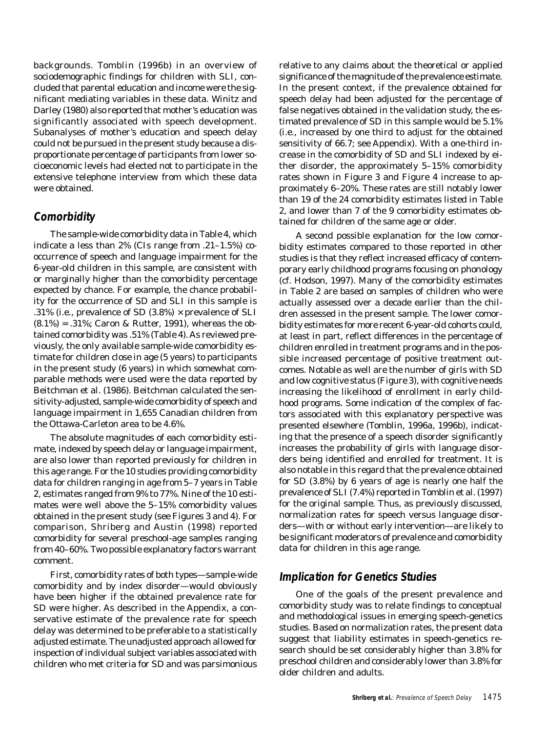backgrounds. Tomblin (1996b) in an overview of sociodemographic findings for children with SLI, concluded that parental education and income were the significant mediating variables in these data. Winitz and Darley (1980) also reported that mother's education was significantly associated with speech development. Subanalyses of mother's education and speech delay could not be pursued in the present study because a disproportionate percentage of participants from lower socioeconomic levels had elected not to participate in the extensive telephone interview from which these data were obtained.

## Comorbidity

The sample-wide comorbidity data in Table 4, which indicate a less than 2% (CIs range from .21–1.5%) co-occurrence of speech and language impairment for the 6-year-old children in this sample, are consistent with or marginally higher than the comorbidity percentage expected by chance. For example, the chance probability for the occurrence of SD and SLI in this sample is .31% (i.e., prevalence of SD (3.8%) × prevalence of SLI (8.1%) = .31%; Caron & Rutter, 1991), whereas the obtained comorbidity was .51% (Table 4). As reviewed previously, the only available sample-wide comorbidity estimate for children close in age (5 years) to participants in the present study (6 years) in which somewhat comparable methods were used were the data reported by Beitchman et al. (1986). Beitchman calculated the sensitivity-adjusted, sample-wide comorbidity of speech and language impairment in 1,655 Canadian children from the Ottawa-Carleton area to be 4.6%.

The absolute magnitudes of each comorbidity estimate, indexed by speech delay or language impairment, are also lower than reported previously for children in this age range. For the 10 studies providing comorbidity data for children ranging in age from 5–7 years in Table 2, estimates ranged from 9% to 77%. Nine of the 10 estimates were well above the 5–15% comorbidity values obtained in the present study (see Figures 3 and 4). For comparison, Shriberg and Austin (1998) reported comorbidity for several preschool-age samples ranging from 40–60%. Two possible explanatory factors warrant comment.

First, comorbidity rates of both types—sample-wide comorbidity and by index disorder—would obviously have been higher if the obtained prevalence rate for SD were higher. As described in the Appendix, a conservative estimate of the prevalence rate for speech delay was determined to be preferable to a statistically adjusted estimate. The unadjusted approach allowed for inspection of individual subject variables associated with children who met criteria for SD and was parsimonious relative to any claims about the theoretical or applied significance of the magnitude of the prevalence estimate. In the present context, if the prevalence obtained for speech delay had been adjusted for the percentage of false negatives obtained in the validation study, the estimated prevalence of SD in this sample would be 5.1% (i.e., increased by one third to adjust for the obtained sensitivity of 66.7; see Appendix). With a one-third increase in the comorbidity of SD and SLI indexed by either disorder, the approximately 5–15% comorbidity rates shown in Figure 3 and Figure 4 increase to approximately 6–20%. These rates are still notably lower than 19 of the 24 comorbidity estimates listed in Table 2, and lower than 7 of the 9 comorbidity estimates obtained for children of the same age or older.

A second possible explanation for the low comorbidity estimates compared to those reported in other studies is that they reflect increased efficacy of contemporary early childhood programs focusing on phonology (cf. Hodson, 1997). Many of the comorbidity estimates in Table 2 are based on samples of children who were actually assessed over a decade earlier than the children assessed in the present sample. The lower comorbidity estimates for more recent 6-year-old cohorts could, at least in part, reflect differences in the percentage of children enrolled in treatment programs and in the possible increased percentage of positive treatment outcomes. Notable as well are the number of girls with SD and low cognitive status (Figure 3), with cognitive needs increasing the likelihood of enrollment in early childhood programs. Some indication of the complex of factors associated with this explanatory perspective was presented elsewhere (Tomblin, 1996a, 1996b), indicating that the presence of a speech disorder significantly increases the probability of girls with language disorders being identified and enrolled for treatment. It is also notable in this regard that the prevalence obtained for SD (3.8%) by 6 years of age is nearly one half the prevalence of SLI (7.4%) reported in Tomblin et al. (1997) for the original sample. Thus, as previously discussed, normalization rates for speech versus language disorders—with or without early intervention—are likely to be significant moderators of prevalence and comorbidity data for children in this age range.

## Implication for Genetics Studies

One of the goals of the present prevalence and comorbidity study was to relate findings to conceptual and methodological issues in emerging speech-genetics studies. Based on normalization rates, the present data suggest that liability estimates in speech-genetics research should be set considerably higher than 3.8% for preschool children and considerably lower than 3.8% for older children and adults.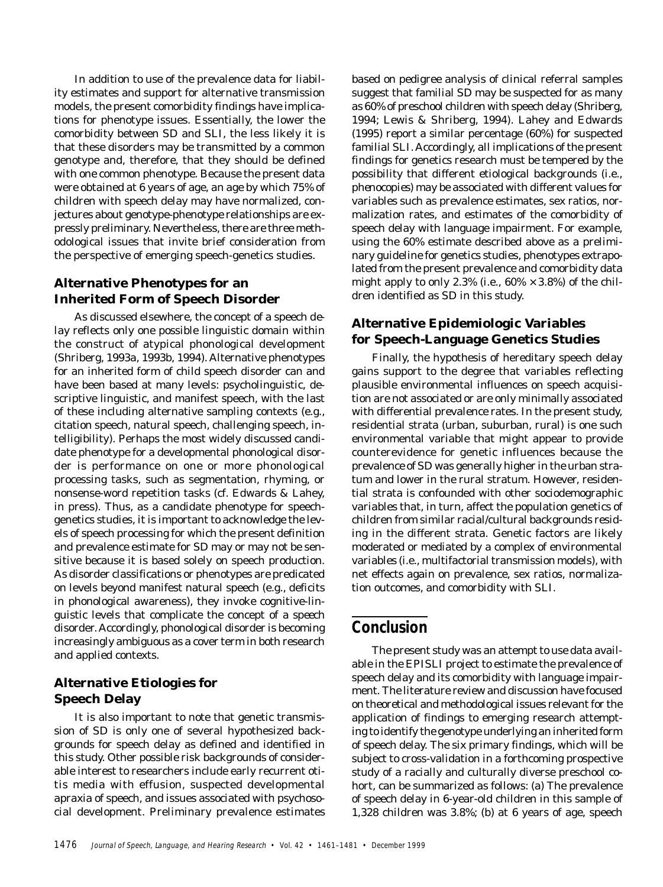In addition to use of the prevalence data for liability estimates and support for alternative transmission models, the present comorbidity findings have implications for phenotype issues. Essentially, the lower the comorbidity between SD and SLI, the less likely it is that these disorders may be transmitted by a common genotype and, therefore, that they should be defined with one common phenotype. Because the present data were obtained at 6 years of age, an age by which 75% of children with speech delay may have normalized, conjectures about genotype-phenotype relationships are expressly preliminary. Nevertheless, there are three methodological issues that invite brief consideration from the perspective of emerging speech-genetics studies.

### Alternative Phenotypes for an Inherited Form of Speech Disorder

As discussed elsewhere, the concept of a speech delay reflects only one possible linguistic domain within the construct of atypical phonological development (Shriberg, 1993a, 1993b, 1994). Alternative phenotypes for an inherited form of child speech disorder can and have been based at many levels: psycholinguistic, descriptive linguistic, and manifest speech, with the last of these including alternative sampling contexts (e.g., citation speech, natural speech, challenging speech, intelligibility). Perhaps the most widely discussed candidate phenotype for a developmental phonological disorder is performance on one or more phonological processing tasks, such as segmentation, rhyming, or nonsense-word repetition tasks (cf. Edwards & Lahey, in press). Thus, as a candidate phenotype for speech-genetics studies, it is important to acknowledge the levels of speech processing for which the present definition and prevalence estimate for SD may or may not be sensitive because it is based solely on speech production. As disorder classifications or phenotypes are predicated on levels beyond manifest natural speech (e.g., deficits in phonological awareness), they invoke cognitive-linguistic levels that complicate the concept of a speech disorder. Accordingly, phonological disorder is becoming increasingly ambiguous as a cover term in both research and applied contexts.

### Alternative Etiologies for Speech Delay

It is also important to note that genetic transmission of SD is only one of several hypothesized backgrounds for speech delay as defined and identified in this study. Other possible risk backgrounds of considerable interest to researchers include early recurrent otitis media with effusion, suspected developmental apraxia of speech, and issues associated with psychosocial development. Preliminary prevalence estimates based on pedigree analysis of clinical referral samples suggest that familial SD may be suspected for as many as 60% of preschool children with speech delay (Shriberg, 1994; Lewis & Shriberg, 1994). Lahey and Edwards (1995) report a similar percentage (60%) for suspected familial SLI. Accordingly, all implications of the present findings for genetics research must be tempered by the possibility that different etiological backgrounds (i.e., *phenocopies*) may be associated with different values for variables such as prevalence estimates, sex ratios, normalization rates, and estimates of the comorbidity of speech delay with language impairment. For example, using the 60% estimate described above as a preliminary guideline for genetics studies, phenotypes extrapolated from the present prevalence and comorbidity data might apply to only 2.3% (i.e., 60% × 3.8%) of the children identified as SD in this study.

### Alternative Epidemiologic Variables for Speech-Language Genetics Studies

Finally, the hypothesis of hereditary speech delay gains support to the degree that variables reflecting plausible environmental influences on speech acquisition are not associated or are only minimally associated with differential prevalence rates. In the present study, residential strata (urban, suburban, rural) is one such environmental variable that might appear to provide counterevidence for genetic influences because the prevalence of SD was generally higher in the urban stratum and lower in the rural stratum. However, residential strata is confounded with other sociodemographic variables that, in turn, affect the population genetics of children from similar racial/cultural backgrounds residing in the different strata. Genetic factors are likely moderated or mediated by a complex of environmental variables (i.e., multifactorial transmission models), with net effects again on prevalence, sex ratios, normalization outcomes, and comorbidity with SLI.

## Conclusion

The present study was an attempt to use data available in the EPISLI project to estimate the prevalence of speech delay and its comorbidity with language impairment. The literature review and discussion have focused on theoretical and methodological issues relevant for the application of findings to emerging research attempting to identify the genotype underlying an inherited form of speech delay. The six primary findings, which will be subject to cross-validation in a forthcoming prospective study of a racially and culturally diverse preschool cohort, can be summarized as follows: (a) The prevalence of speech delay in 6-year-old children in this sample of 1,328 children was 3.8%; (b) at 6 years of age, speech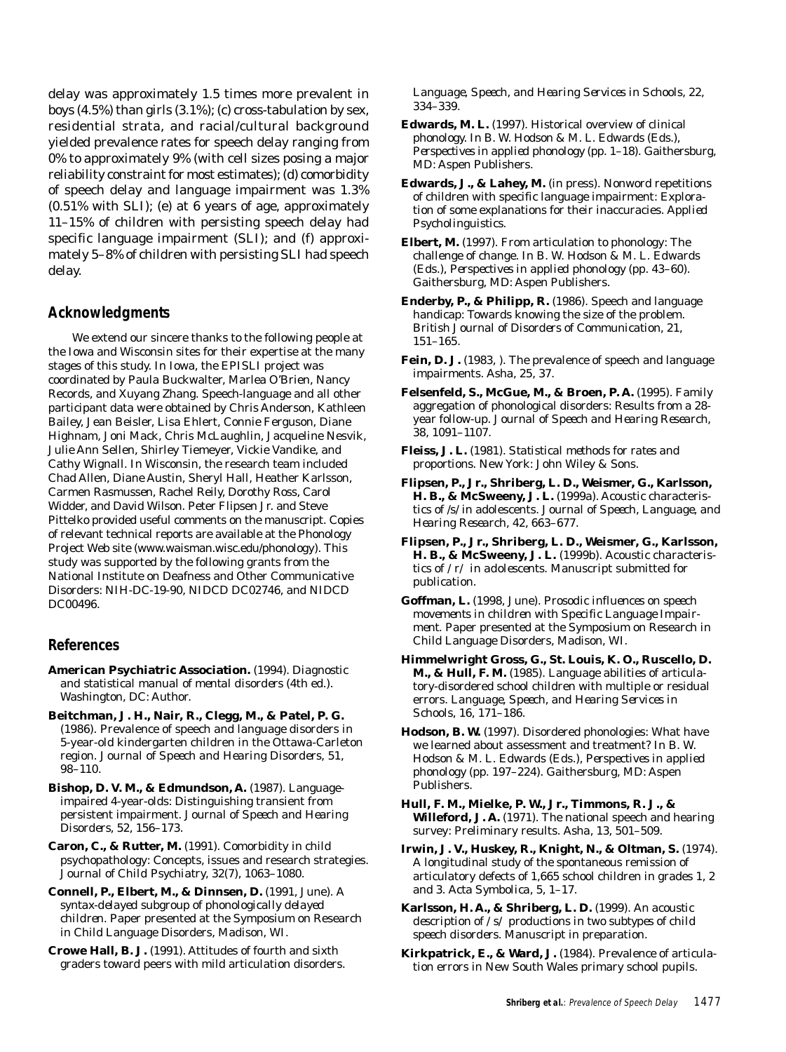delay was approximately 1.5 times more prevalent in boys (4.5%) than girls (3.1%); (c) cross-tabulation by sex, residential strata, and racial/cultural background yielded prevalence rates for speech delay ranging from 0% to approximately 9% (with cell sizes posing a major reliability constraint for most estimates); (d) comorbidity of speech delay and language impairment was 1.3% (0.51% with SLI); (e) at 6 years of age, approximately 11–15% of children with persisting speech delay had specific language impairment (SLI); and (f) approximately 5–8% of children with persisting SLI had speech delay.

## Acknowledgments

We extend our sincere thanks to the following people at the Iowa and Wisconsin sites for their expertise at the many stages of this study. In Iowa, the EPISLI project was coordinated by Paula Buckwalter, Marlea O'Brien, Nancy Records, and Xuyang Zhang. Speech-language and all other participant data were obtained by Chris Anderson, Kathleen Bailey, Jean Beisler, Lisa Ehlert, Connie Ferguson, Diane Highnam, Joni Mack, Chris McLaughlin, Jacqueline Nesvik, Julie Ann Sellen, Shirley Tiemeyer, Vickie Vandike, and Cathy Wignall. In Wisconsin, the research team included Chad Allen, Diane Austin, Sheryl Hall, Heather Karlsson, Carmen Rasmussen, Rachel Reily, Dorothy Ross, Carol Widder, and David Wilson. Peter Flipsen Jr. and Steve Pittelko provided useful comments on the manuscript. Copies of relevant technical reports are available at the Phonology Project Web site (www.waisman.wisc.edu/phonology). This study was supported by the following grants from the National Institute on Deafness and Other Communicative Disorders: NIH-DC-19-90, NIDCD DC02746, and NIDCD DC00496.

## References

**American Psychiatric Association.** (1994). *Diagnostic and statistical manual of mental disorders* (4th ed.). Washington, DC: Author.

**Beitchman, J. H., Nair, R., Clegg, M., & Patel, P. G.** (1986). Prevalence of speech and language disorders in 5-year-old kindergarten children in the Ottawa-Carleton region. *Journal of Speech and Hearing Disorders, 51,* 98–110.

**Bishop, D. V. M., & Edmundson, A.** (1987). Language-impaired 4-year-olds: Distinguishing transient from persistent impairment. *Journal of Speech and Hearing Disorders, 52,* 156–173.

**Caron, C., & Rutter, M.** (1991). Comorbidity in child psychopathology: Concepts, issues and research strategies. *Journal of Child Psychiatry, 32*(7), 1063–1080.

**Connell, P., Elbert, M., & Dinnsen, D.** (1991, June). *A syntax-delayed subgroup of phonologically delayed children.* Paper presented at the Symposium on Research in Child Language Disorders, Madison, WI.

**Crowe Hall, B. J.** (1991). Attitudes of fourth and sixth graders toward peers with mild articulation disorders. *Language, Speech, and Hearing Services in Schools, 22,* 334–339.

**Edwards, M. L.** (1997). Historical overview of clinical phonology. In B. W. Hodson & M. L. Edwards (Eds.), *Perspectives in applied phonology* (pp. 1–18). Gaithersburg, MD: Aspen Publishers.

**Edwards, J., & Lahey, M.** (in press). Nonword repetitions of children with specific language impairment: Exploration of some explanations for their inaccuracies. *Applied Psycholinguistics.*

**Elbert, M.** (1997). From articulation to phonology: The challenge of change. In B. W. Hodson & M. L. Edwards (Eds.), *Perspectives in applied phonology* (pp. 43–60). Gaithersburg, MD: Aspen Publishers.

**Enderby, P., & Philipp, R.** (1986). Speech and language handicap: Towards knowing the size of the problem. *British Journal of Disorders of Communication, 21,* 151–165.

**Fein, D. J.** (1983, ). The prevalence of speech and language impairments. *Asha, 25,* 37.

**Felsenfeld, S., McGue, M., & Broen, P. A.** (1995). Family aggregation of phonological disorders: Results from a 28-year follow-up. *Journal of Speech and Hearing Research, 38,* 1091–1107.

**Fleiss, J. L.** (1981). *Statistical methods for rates and proportions.* New York: John Wiley & Sons.

**Flipsen, P., Jr., Shriberg, L. D., Weismer, G., Karlsson, H. B., & McSweeny, J. L.** (1999a). Acoustic characteristics of /s/ in adolescents. *Journal of Speech, Language, and Hearing Research, 42,* 663–677.

**Flipsen, P., Jr., Shriberg, L. D., Weismer, G., Karlsson, H. B., & McSweeny, J. L.** (1999b). *Acoustic characteristics of /r/ in adolescents.* Manuscript submitted for publication.

**Goffman, L.** (1998, June). *Prosodic influences on speech movements in children with Specific Language Impairment.* Paper presented at the Symposium on Research in Child Language Disorders, Madison, WI.

**Himmelwright Gross, G., St. Louis, K. O., Ruscello, D. M., & Hull, F. M.** (1985). Language abilities of articulatory-disordered school children with multiple or residual errors. *Language, Speech, and Hearing Services in Schools, 16,* 171–186.

**Hodson, B. W.** (1997). Disordered phonologies: What have we learned about assessment and treatment? In B. W. Hodson & M. L. Edwards (Eds.), *Perspectives in applied phonology* (pp. 197–224). Gaithersburg, MD: Aspen Publishers.

**Hull, F. M., Mielke, P. W., Jr., Timmons, R. J., & Willeford, J. A.** (1971). The national speech and hearing survey: Preliminary results. *Asha, 13,* 501–509.

**Irwin, J. V., Huskey, R., Knight, N., & Oltman, S.** (1974). A longitudinal study of the spontaneous remission of articulatory defects of 1,665 school children in grades 1, 2 and 3. *Acta Symbolica, 5,* 1–17.

**Karlsson, H. A., & Shriberg, L. D.** (1999). *An acoustic description of /s/ productions in two subtypes of child speech disorders.* Manuscript in preparation.

**Kirkpatrick, E., & Ward, J.** (1984). Prevalence of articulation errors in New South Wales primary school pupils.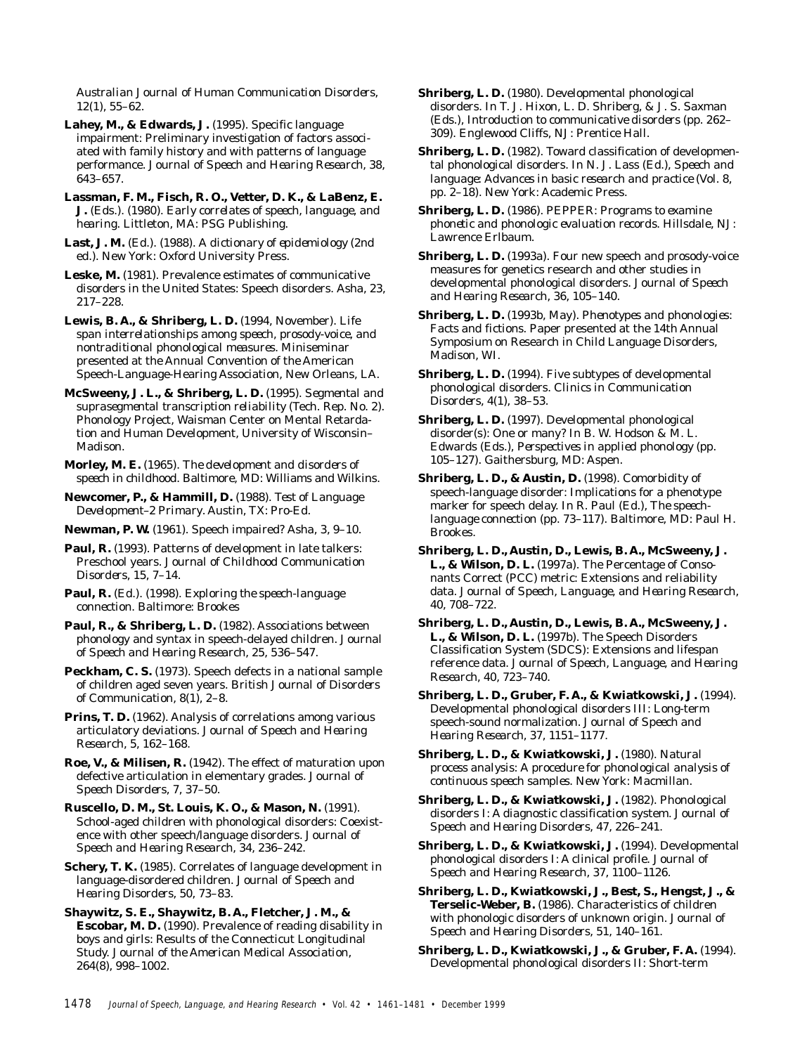Australian Journal of Human Communication Disorders, 12(1), 55–62.

**Lahey, M., & Edwards, J.** (1995). Specific language impairment: Preliminary investigation of factors associated with family history and with patterns of language performance. *Journal of Speech and Hearing Research, 38*, 643–657.

**Lassman, F. M., Fisch, R. O., Vetter, D. K., & LaBenz, E. J.** (Eds.). (1980). *Early correlates of speech, language, and hearing*. Littleton, MA: PSG Publishing.

**Last, J. M.** (Ed.). (1988). *A dictionary of epidemiology* (2nd ed.). New York: Oxford University Press.

**Leske, M.** (1981). Prevalence estimates of communicative disorders in the United States: Speech disorders. *Asha, 23*, 217–228.

**Lewis, B. A., & Shriberg, L. D.** (1994, November). *Life span interrelationships among speech, prosody-voice, and nontraditional phonological measures*. Miniseminar presented at the Annual Convention of the American Speech-Language-Hearing Association, New Orleans, LA.

**McSweeny, J. L., & Shriberg, L. D.** (1995). *Segmental and suprasegmental transcription reliability* (Tech. Rep. No. 2). Phonology Project, Waisman Center on Mental Retardation and Human Development, University of Wisconsin–Madison.

**Morley, M. E.** (1965). *The development and disorders of speech in childhood*. Baltimore, MD: Williams and Wilkins.

**Newcomer, P., & Hammill, D.** (1988). *Test of Language Development–2 Primary*. Austin, TX: Pro-Ed.

**Newman, P. W.** (1961). Speech impaired? *Asha, 3*, 9–10.

**Paul, R.** (1993). Patterns of development in late talkers: Preschool years. *Journal of Childhood Communication Disorders, 15*, 7–14.

**Paul, R.** (Ed.). (1998). *Exploring the speech-language connection*. Baltimore: Brookes

**Paul, R., & Shriberg, L. D.** (1982). Associations between phonology and syntax in speech-delayed children. *Journal of Speech and Hearing Research, 25*, 536–547.

**Peckham, C. S.** (1973). Speech defects in a national sample of children aged seven years. *British Journal of Disorders of Communication, 8*(1), 2–8.

**Prins, T. D.** (1962). Analysis of correlations among various articulatory deviations. *Journal of Speech and Hearing Research, 5*, 162–168.

**Roe, V., & Milisen, R.** (1942). The effect of maturation upon defective articulation in elementary grades. *Journal of Speech Disorders, 7*, 37–50.

**Ruscello, D. M., St. Louis, K. O., & Mason, N.** (1991). School-aged children with phonological disorders: Coexistence with other speech/language disorders. *Journal of Speech and Hearing Research, 34*, 236–242.

**Schery, T. K.** (1985). Correlates of language development in language-disordered children. *Journal of Speech and Hearing Disorders, 50*, 73–83.

**Shaywitz, S. E., Shaywitz, B. A., Fletcher, J. M., & Escobar, M. D.** (1990). Prevalence of reading disability in boys and girls: Results of the Connecticut Longitudinal Study. *Journal of the American Medical Association, 264*(8), 998–1002.

**Shriberg, L. D.** (1980). Developmental phonological disorders. In T. J. Hixon, L. D. Shriberg, & J. S. Saxman (Eds.), *Introduction to communicative disorders* (pp. 262–309). Englewood Cliffs, NJ: Prentice Hall.

**Shriberg, L. D.** (1982). Toward classification of developmental phonological disorders. In N. J. Lass (Ed.), *Speech and language: Advances in basic research and practice* (Vol. 8, pp. 2–18). New York: Academic Press.

**Shriberg, L. D.** (1986). *PEPPER: Programs to examine phonetic and phonologic evaluation records*. Hillsdale, NJ: Lawrence Erlbaum.

**Shriberg, L. D.** (1993a). Four new speech and prosody-voice measures for genetics research and other studies in developmental phonological disorders. *Journal of Speech and Hearing Research, 36*, 105–140.

**Shriberg, L. D.** (1993b, May). *Phenotypes and phonologies: Facts and fictions*. Paper presented at the 14th Annual Symposium on Research in Child Language Disorders, Madison, WI.

**Shriberg, L. D.** (1994). Five subtypes of developmental phonological disorders. *Clinics in Communication Disorders, 4*(1), 38–53.

**Shriberg, L. D.** (1997). Developmental phonological disorder(s): One or many? In B. W. Hodson & M. L. Edwards (Eds.), *Perspectives in applied phonology* (pp. 105–127). Gaithersburg, MD: Aspen.

**Shriberg, L. D., & Austin, D.** (1998). Comorbidity of speech-language disorder: Implications for a phenotype marker for speech delay. In R. Paul (Ed.), *The speech-language connection* (pp. 73–117). Baltimore, MD: Paul H. Brookes.

**Shriberg, L. D., Austin, D., Lewis, B. A., McSweeny, J. L., & Wilson, D. L.** (1997a). The Percentage of Consonants Correct (PCC) metric: Extensions and reliability data. *Journal of Speech, Language, and Hearing Research, 40*, 708–722.

**Shriberg, L. D., Austin, D., Lewis, B. A., McSweeny, J. L., & Wilson, D. L.** (1997b). The Speech Disorders Classification System (SDCS): Extensions and lifespan reference data. *Journal of Speech, Language, and Hearing Research, 40*, 723–740.

**Shriberg, L. D., Gruber, F. A., & Kwiatkowski, J.** (1994). Developmental phonological disorders III: Long-term speech-sound normalization. *Journal of Speech and Hearing Research, 37*, 1151–1177.

**Shriberg, L. D., & Kwiatkowski, J.** (1980). *Natural process analysis: A procedure for phonological analysis of continuous speech samples*. New York: Macmillan.

**Shriberg, L. D., & Kwiatkowski, J.** (1982). Phonological disorders I: A diagnostic classification system. *Journal of Speech and Hearing Disorders, 47*, 226–241.

**Shriberg, L. D., & Kwiatkowski, J.** (1994). Developmental phonological disorders I: A clinical profile. *Journal of Speech and Hearing Research, 37*, 1100–1126.

**Shriberg, L. D., Kwiatkowski, J., Best, S., Hengst, J., & Terselic-Weber, B.** (1986). Characteristics of children with phonologic disorders of unknown origin. *Journal of Speech and Hearing Disorders, 51*, 140–161.

**Shriberg, L. D., Kwiatkowski, J., & Gruber, F. A.** (1994). Developmental phonological disorders II: Short-term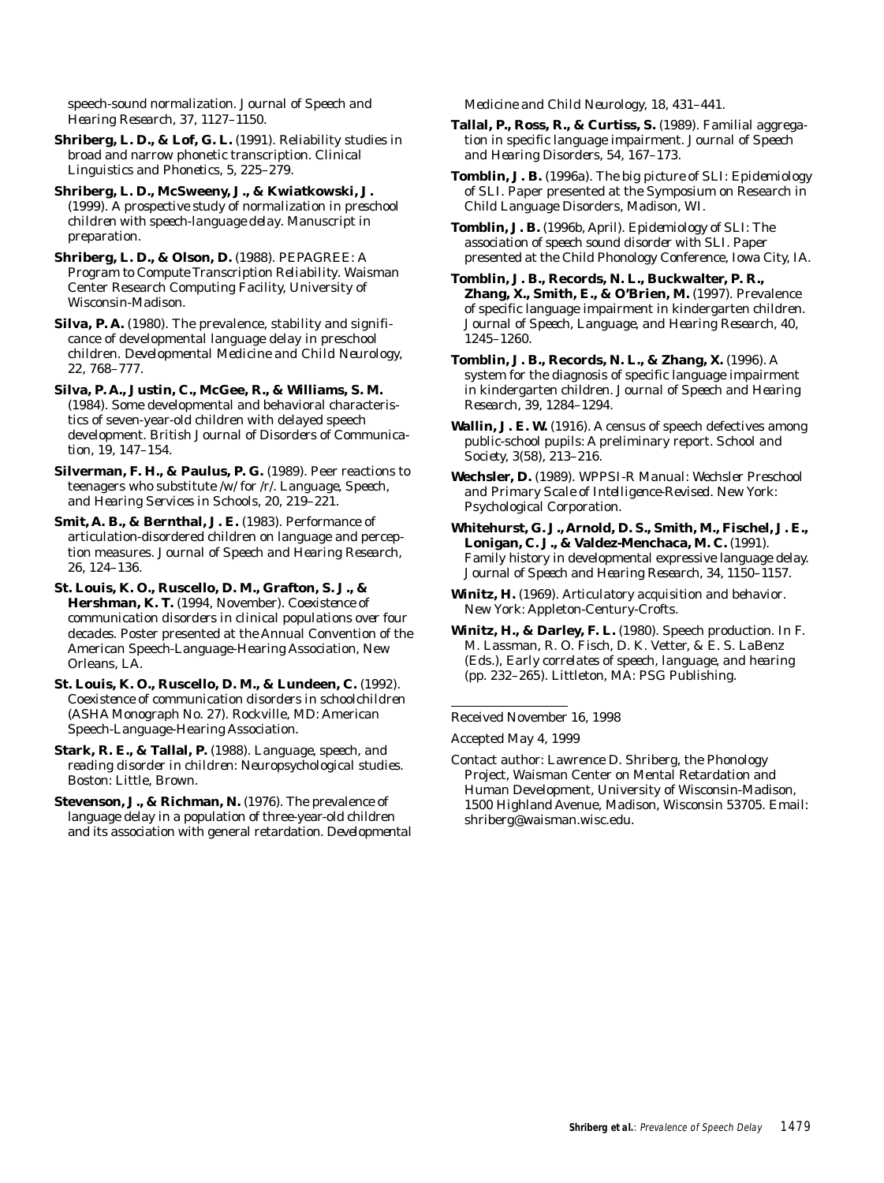speech-sound normalization. *Journal of Speech and Hearing Research, 37*, 1127–1150.

**Shriberg, L. D., & Lof, G. L.** (1991). Reliability studies in broad and narrow phonetic transcription. *Clinical Linguistics and Phonetics, 5*, 225–279.

**Shriberg, L. D., McSweeny, J., & Kwiatkowski, J.** (1999). *A prospective study of normalization in preschool children with speech-language delay*. Manuscript in preparation.

**Shriberg, L. D., & Olson, D.** (1988). *PEPAGREE: A Program to Compute Transcription Reliability*. Waisman Center Research Computing Facility, University of Wisconsin-Madison.

**Silva, P. A.** (1980). The prevalence, stability and significance of developmental language delay in preschool children. *Developmental Medicine and Child Neurology, 22*, 768–777.

**Silva, P. A., Justin, C., McGee, R., & Williams, S. M.** (1984). Some developmental and behavioral characteristics of seven-year-old children with delayed speech development. *British Journal of Disorders of Communication, 19*, 147–154.

**Silverman, F. H., & Paulus, P. G.** (1989). Peer reactions to teenagers who substitute /w/ for /r/. *Language, Speech, and Hearing Services in Schools, 20*, 219–221.

**Smit, A. B., & Bernthal, J. E.** (1983). Performance of articulation-disordered children on language and perception measures. *Journal of Speech and Hearing Research, 26*, 124–136.

**St. Louis, K. O., Ruscello, D. M., Grafton, S. J., & Hershman, K. T.** (1994, November). *Coexistence of communication disorders in clinical populations over four decades*. Poster presented at the Annual Convention of the American Speech-Language-Hearing Association, New Orleans, LA.

**St. Louis, K. O., Ruscello, D. M., & Lundeen, C.** (1992). *Coexistence of communication disorders in schoolchildren* (ASHA Monograph No. 27). Rockville, MD: American Speech-Language-Hearing Association.

**Stark, R. E., & Tallal, P.** (1988). *Language, speech, and reading disorder in children: Neuropsychological studies*. Boston: Little, Brown.

**Stevenson, J., & Richman, N.** (1976). The prevalence of language delay in a population of three-year-old children and its association with general retardation. *Developmental Medicine and Child Neurology, 18*, 431–441.

**Tallal, P., Ross, R., & Curtiss, S.** (1989). Familial aggregation in specific language impairment. *Journal of Speech and Hearing Disorders, 54*, 167–173.

**Tomblin, J. B.** (1996a). *The big picture of SLI: Epidemiology of SLI*. Paper presented at the Symposium on Research in Child Language Disorders, Madison, WI.

**Tomblin, J. B.** (1996b, April). *Epidemiology of SLI: The association of speech sound disorder with SLI*. Paper presented at the Child Phonology Conference, Iowa City, IA.

**Tomblin, J. B., Records, N. L., Buckwalter, P. R., Zhang, X., Smith, E., & O'Brien, M.** (1997). Prevalence of specific language impairment in kindergarten children. *Journal of Speech, Language, and Hearing Research, 40*, 1245–1260.

**Tomblin, J. B., Records, N. L., & Zhang, X.** (1996). A system for the diagnosis of specific language impairment in kindergarten children. *Journal of Speech and Hearing Research, 39*, 1284–1294.

**Wallin, J. E. W.** (1916). A census of speech defectives among public-school pupils: A preliminary report. *School and Society, 3*(58), 213–216.

**Wechsler, D.** (1989). *WPPSI-R Manual: Wechsler Preschool and Primary Scale of Intelligence-Revised*. New York: Psychological Corporation.

**Whitehurst, G. J., Arnold, D. S., Smith, M., Fischel, J. E., Lonigan, C. J., & Valdez-Menchaca, M. C.** (1991). Family history in developmental expressive language delay. *Journal of Speech and Hearing Research, 34*, 1150–1157.

**Winitz, H.** (1969). *Articulatory acquisition and behavior*. New York: Appleton-Century-Crofts.

**Winitz, H., & Darley, F. L.** (1980). Speech production. In F. M. Lassman, R. O. Fisch, D. K. Vetter, & E. S. LaBenz (Eds.), *Early correlates of speech, language, and hearing* (pp. 232–265). Littleton, MA: PSG Publishing.

---

Received November 16, 1998

Accepted May 4, 1999

Contact author: Lawrence D. Shriberg, the Phonology Project, Waisman Center on Mental Retardation and Human Development, University of Wisconsin-Madison, 1500 Highland Avenue, Madison, Wisconsin 53705. Email: shriberg@waisman.wisc.edu.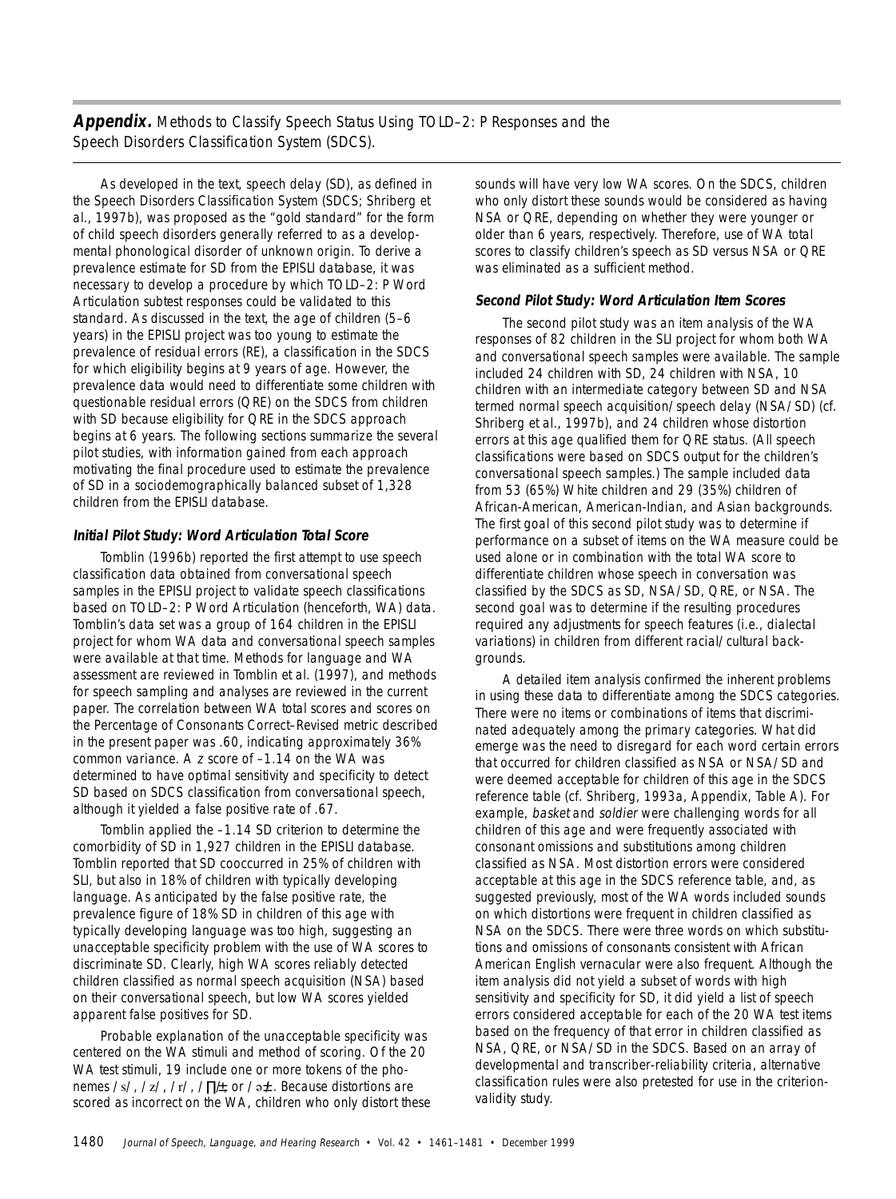## **Appendix.** Methods to Classify Speech Status Using TOLD–2: P Responses and the Speech Disorders Classification System (SDCS).

As developed in the text, speech delay (SD), as defined in the Speech Disorders Classification System (SDCS; Shriberg et al., 1997b), was proposed as the "gold standard" for the form of child speech disorders generally referred to as a developmental phonological disorder of unknown origin. To derive a prevalence estimate for SD from the EPISLI database, it was necessary to develop a procedure by which TOLD–2: P Word Articulation subtest responses could be validated to this standard. As discussed in the text, the age of children (5–6 years) in the EPISLI project was too young to estimate the prevalence of residual errors (RE), a classification in the SDCS for which eligibility begins at 9 years of age. However, the prevalence data would need to differentiate some children with questionable residual errors (QRE) on the SDCS from children with SD because eligibility for QRE in the SDCS approach begins at 6 years. The following sections summarize the several pilot studies, with information gained from each approach motivating the final procedure used to estimate the prevalence of SD in a sociodemographically balanced subset of 1,328 children from the EPISLI database.

### **Initial Pilot Study: Word Articulation Total Score**

Tomblin (1996b) reported the first attempt to use speech classification data obtained from conversational speech samples in the EPISLI project to validate speech classifications based on TOLD–2: P Word Articulation (henceforth, WA) data. Tomblin's data set was a group of 164 children in the EPISLI project for whom WA data and conversational speech samples were available at that time. Methods for language and WA assessment are reviewed in Tomblin et al. (1997), and methods for speech sampling and analyses are reviewed in the current paper. The correlation between WA total scores and scores on the Percentage of Consonants Correct–Revised metric described in the present paper was .60, indicating approximately 36% common variance. A *z* score of –1.14 on the WA was determined to have optimal sensitivity and specificity to detect SD based on SDCS classification from conversational speech, although it yielded a false positive rate of .67.

Tomblin applied the –1.14 SD criterion to determine the comorbidity of SD in 1,927 children in the EPISLI database. Tomblin reported that SD cooccurred in 25% of children with SLI, but also in 18% of children with typically developing language. As anticipated by the false positive rate, the prevalence figure of 18% SD in children of this age with typically developing language was too high, suggesting an unacceptable specificity problem with the use of WA scores to discriminate SD. Clearly, high WA scores reliably detected children classified as normal speech acquisition (NSA) based on their conversational speech, but low WA scores yielded apparent false positives for SD.

Probable explanation of the unacceptable specificity was centered on the WA stimuli and method of scoring. Of the 20 WA test stimuli, 19 include one or more tokens of the phonemes /s/, /z/, /ɪ/, /ɝ/, or /ɚ/. Because distortions are scored as incorrect on the WA, children who only distort these sounds will have very low WA scores. On the SDCS, children who only distort these sounds would be considered as having NSA or QRE, depending on whether they were younger or older than 6 years, respectively. Therefore, use of WA total scores to classify children's speech as SD versus NSA or QRE was eliminated as a sufficient method.

### **Second Pilot Study: Word Articulation Item Scores**

The second pilot study was an item analysis of the WA responses of 82 children in the SLI project for whom both WA and conversational speech samples were available. The sample included 24 children with SD, 24 children with NSA, 10 children with an intermediate category between SD and NSA termed normal speech acquisition/speech delay (NSA/SD) (cf. Shriberg et al., 1997b), and 24 children whose distortion errors at this age qualified them for QRE status. (All speech classifications were based on SDCS output for the children's conversational speech samples.) The sample included data from 53 (65%) White children and 29 (35%) children of African-American, American-Indian, and Asian backgrounds. The first goal of this second pilot study was to determine if performance on a subset of items on the WA measure could be used alone or in combination with the total WA score to differentiate children whose speech in conversation was classified by the SDCS as SD, NSA/SD, QRE, or NSA. The second goal was to determine if the resulting procedures required any adjustments for speech features (i.e., dialectal variations) in children from different racial/cultural backgrounds.

A detailed item analysis confirmed the inherent problems in using these data to differentiate among the SDCS categories. There were no items or combinations of items that discriminated adequately among the primary categories. What did emerge was the need to disregard for each word certain errors that occurred for children classified as NSA or NSA/SD and were deemed acceptable for children of this age in the SDCS reference table (cf. Shriberg, 1993a, Appendix, Table A). For example, *basket* and *soldier* were challenging words for all children of this age and were frequently associated with consonant omissions and substitutions among children classified as NSA. Most distortion errors were considered acceptable at this age in the SDCS reference table, and, as suggested previously, most of the WA words included sounds on which distortions were frequent in children classified as NSA on the SDCS. There were three words on which substitutions and omissions of consonants consistent with African American English vernacular were also frequent. Although the item analysis did not yield a subset of words with high sensitivity and specificity for SD, it did yield a list of speech errors considered acceptable for each of the 20 WA test items based on the frequency of that error in children classified as NSA, QRE, or NSA/SD in the SDCS. Based on an array of developmental and transcriber-reliability criteria, alternative classification rules were also pretested for use in the criterion-validity study.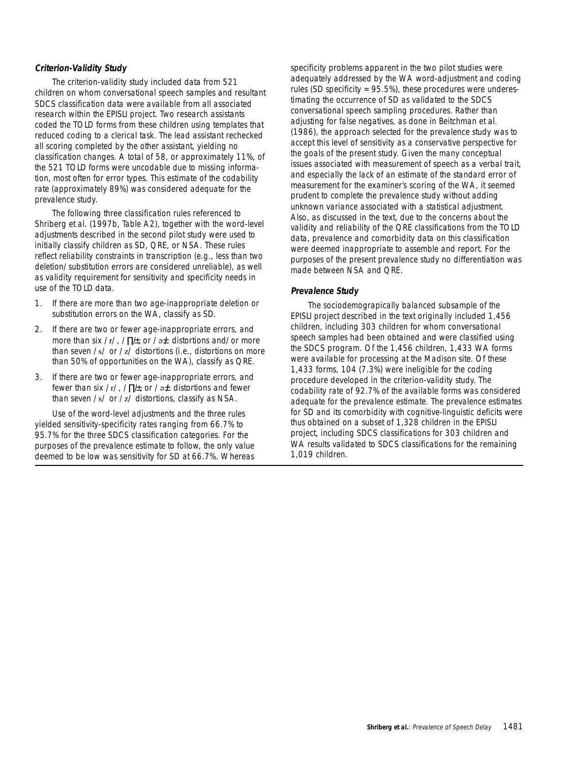### *Criterion-Validity Study*

The criterion-validity study included data from 521 children on whom conversational speech samples and resultant SDCS classification data were available from all associated research within the EPISLI project. Two research assistants coded the TOLD forms from these children using templates that reduced coding to a clerical task. The lead assistant rechecked all scoring completed by the other assistant, yielding no classification changes. A total of 58, or approximately 11%, of the 521 TOLD forms were uncodable due to missing information, most often for error types. This estimate of the codability rate (approximately 89%) was considered adequate for the prevalence study.

The following three classification rules referenced to Shriberg et al. (1997b, Table A2), together with the word-level adjustments described in the second pilot study were used to initially classify children as SD, QRE, or NSA. These rules reflect reliability constraints in transcription (e.g., less than two deletion/substitution errors are considered unreliable), as well as validity requirement for sensitivity and specificity needs in use of the TOLD data.

1. If there are more than two age-inappropriate deletion or substitution errors on the WA, classify as SD.
2. If there are two or fewer age-inappropriate errors, and more than six /r/, /∏/±, or /ə±/ distortions and/or more than seven /s/ or /z/ distortions (i.e., distortions on more than 50% of opportunities on the WA), classify as QRE.
3. If there are two or fewer age-inappropriate errors, and fewer than six /r/, /∏/±, or /ə±/ distortions and fewer than seven /s/ or /z/ distortions, classify as NSA.

Use of the word-level adjustments and the three rules yielded sensitivity-specificity rates ranging from 66.7% to 95.7% for the three SDCS classification categories. For the purposes of the prevalence estimate to follow, the only value deemed to be low was sensitivity for SD at 66.7%. Whereas specificity problems apparent in the two pilot studies were adequately addressed by the WA word-adjustment and coding rules (SD specificity = 95.5%), these procedures were underestimating the occurrence of SD as validated to the SDCS conversational speech sampling procedures. Rather than adjusting for false negatives, as done in Beitchman et al. (1986), the approach selected for the prevalence study was to accept this level of sensitivity as a conservative perspective for the goals of the present study. Given the many conceptual issues associated with measurement of speech as a verbal trait, and especially the lack of an estimate of the standard error of measurement for the examiner's scoring of the WA, it seemed prudent to complete the prevalence study without adding unknown variance associated with a statistical adjustment. Also, as discussed in the text, due to the concerns about the validity and reliability of the QRE classifications from the TOLD data, prevalence and comorbidity data on this classification were deemed inappropriate to assemble and report. For the purposes of the present prevalence study no differentiation was made between NSA and QRE.

### *Prevalence Study*

The sociodemograpically balanced subsample of the EPISLI project described in the text originally included 1,456 children, including 303 children for whom conversational speech samples had been obtained and were classified using the SDCS program. Of the 1,456 children, 1,433 WA forms were available for processing at the Madison site. Of these 1,433 forms, 104 (7.3%) were ineligible for the coding procedure developed in the criterion-validity study. The codability rate of 92.7% of the available forms was considered adequate for the prevalence estimate. The prevalence estimates for SD and its comorbidity with cognitive-linguistic deficits were thus obtained on a subset of 1,328 children in the EPISLI project, including SDCS classifications for 303 children and WA results validated to SDCS classifications for the remaining 1,019 children.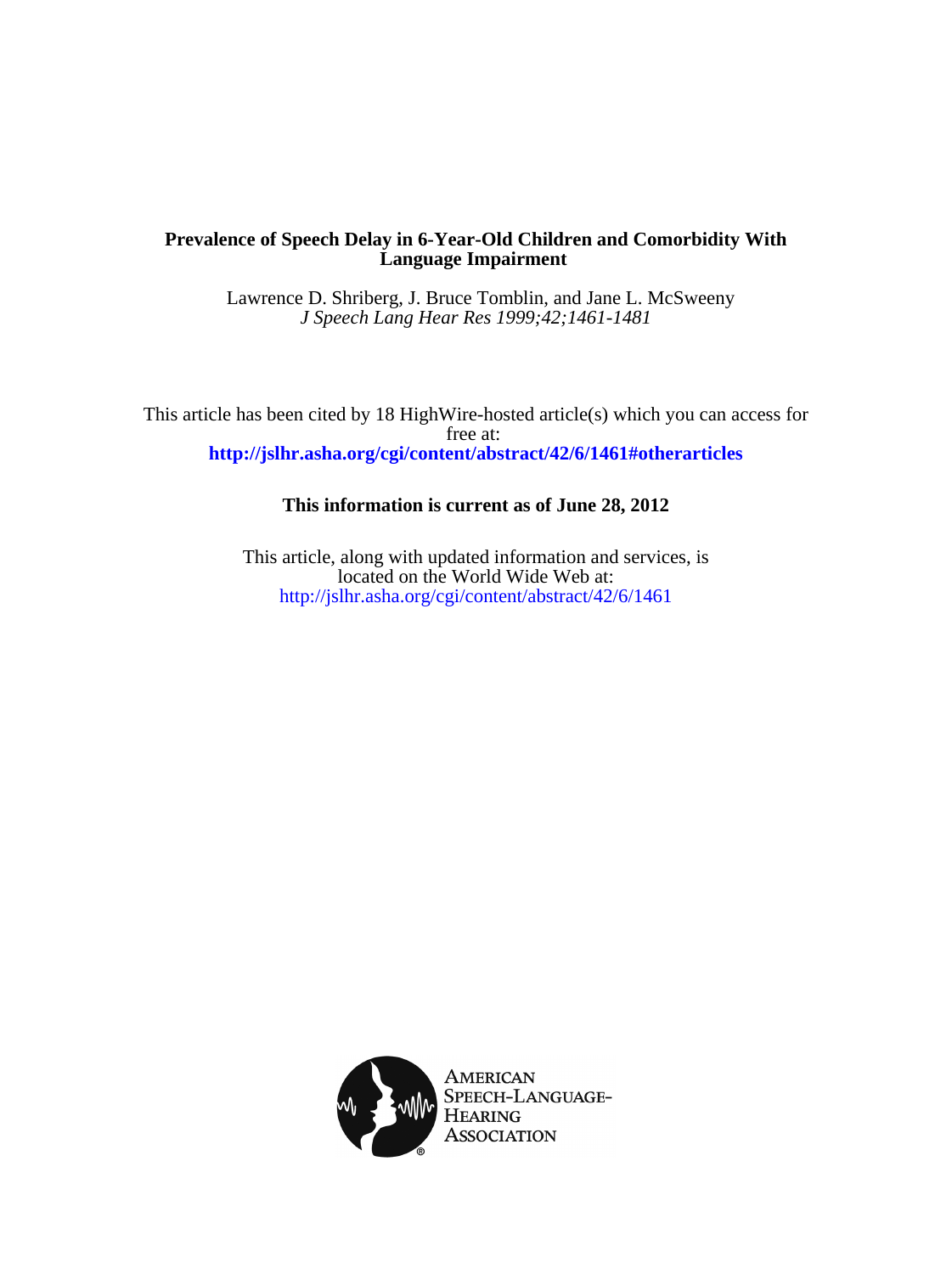**Prevalence of Speech Delay in 6-Year-Old Children and Comorbidity With Language Impairment**

Lawrence D. Shriberg, J. Bruce Tomblin, and Jane L. McSweeny
*J Speech Lang Hear Res 1999;42;1461-1481*

This article has been cited by 18 HighWire-hosted article(s) which you can access for free at:
**http://jslhr.asha.org/cgi/content/abstract/42/6/1461#otherarticles**

**This information is current as of June 28, 2012**

This article, along with updated information and services, is located on the World Wide Web at:
http://jslhr.asha.org/cgi/content/abstract/42/6/1461

AMERICAN SPEECH-LANGUAGE-HEARING ASSOCIATION